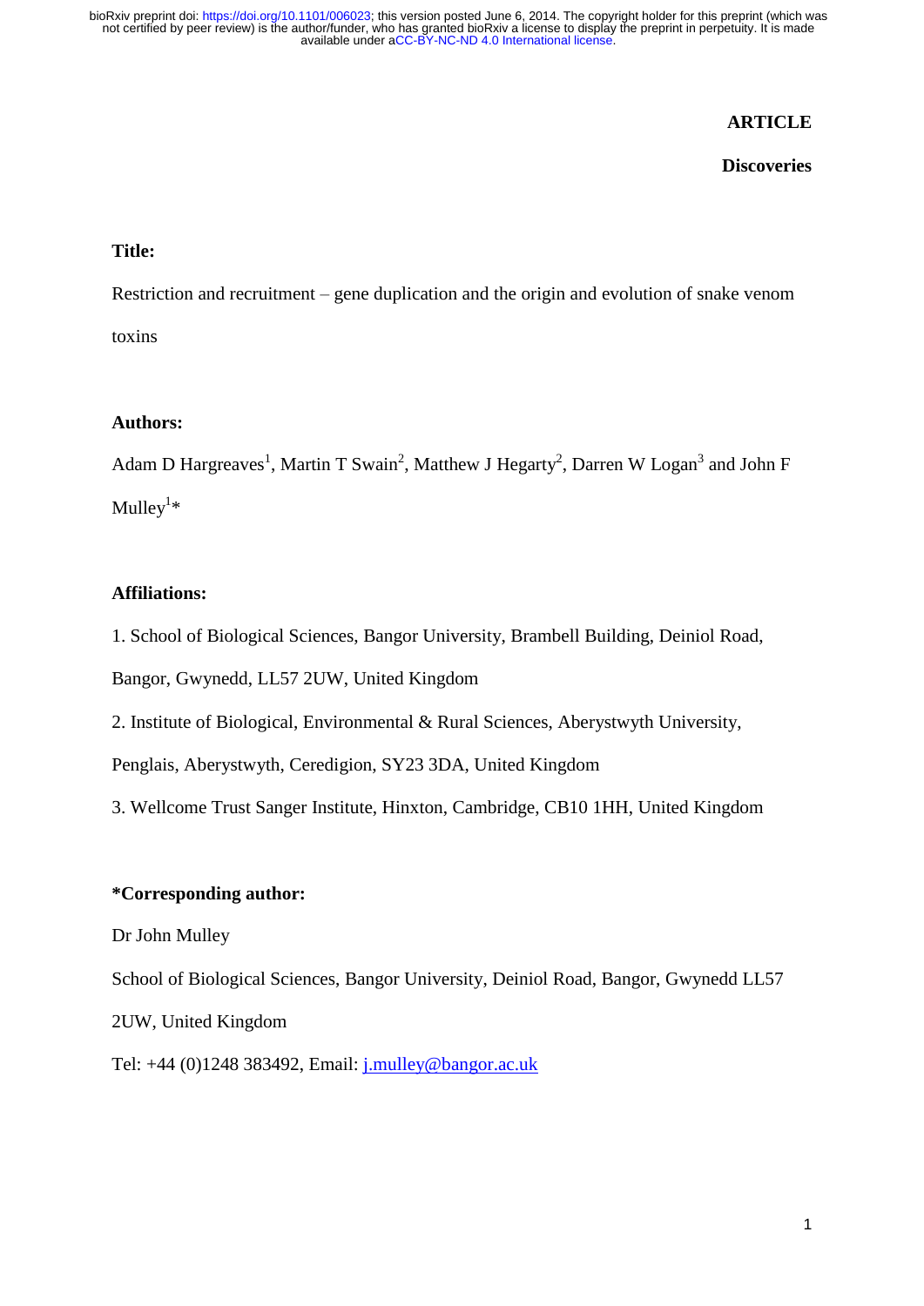**ARTICLE**

**Discoveries**

**Title:**

Restriction and recruitment – gene duplication and the origin and evolution of snake venom toxins

**Authors:**

Adam D Hargreaves[1], Martin T Swain[2], Matthew J Hegarty[2], Darren W Logan[3] and John F Mulley[1]*

**Affiliations:**

1. School of Biological Sciences, Bangor University, Brambell Building, Deiniol Road, Bangor, Gwynedd, LL57 2UW, United Kingdom

2. Institute of Biological, Environmental & Rural Sciences, Aberystwyth University, Penglais, Aberystwyth, Ceredigion, SY23 3DA, United Kingdom

3. Wellcome Trust Sanger Institute, Hinxton, Cambridge, CB10 1HH, United Kingdom

**\*Corresponding author:**

Dr John Mulley

School of Biological Sciences, Bangor University, Deiniol Road, Bangor, Gwynedd LL57 2UW, United Kingdom

Tel: +44 (0)1248 383492, Email: j.mulley@bangor.ac.uk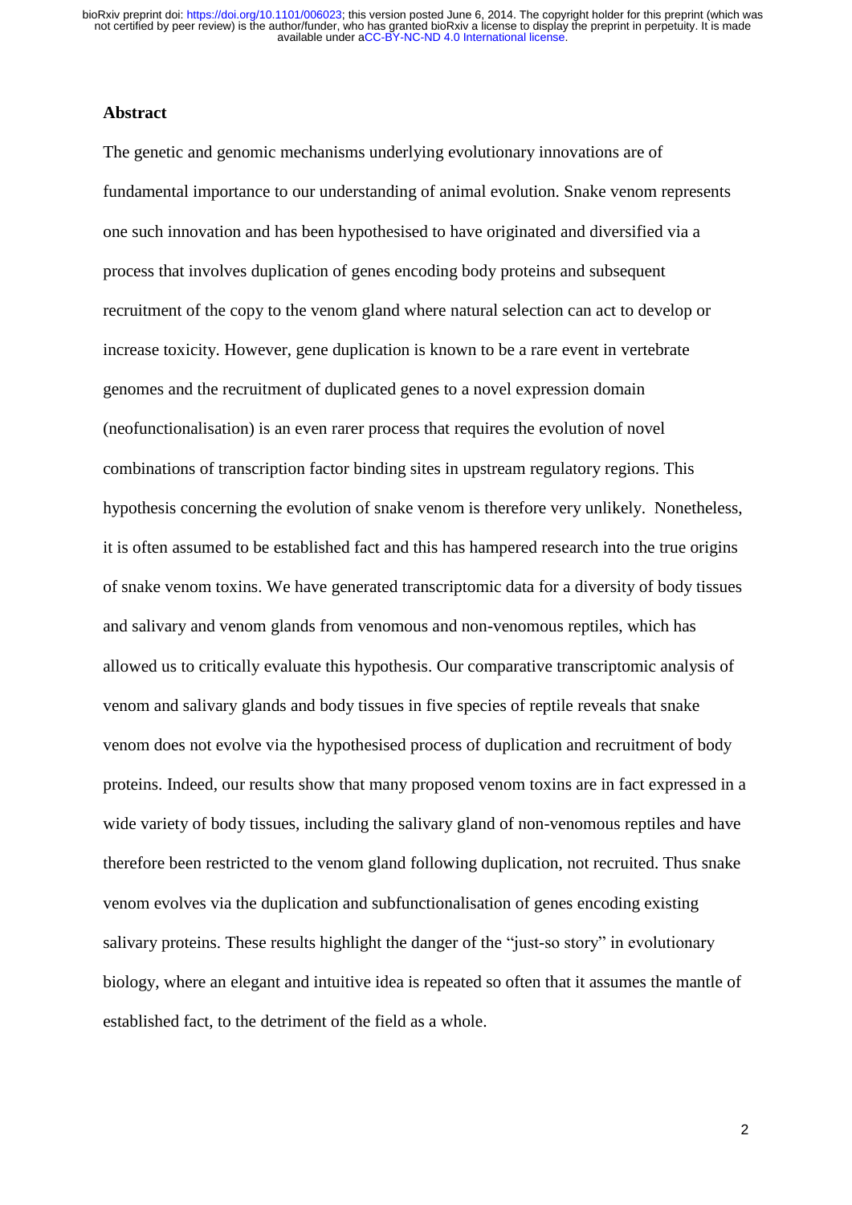## Abstract

The genetic and genomic mechanisms underlying evolutionary innovations are of fundamental importance to our understanding of animal evolution. Snake venom represents one such innovation and has been hypothesised to have originated and diversified via a process that involves duplication of genes encoding body proteins and subsequent recruitment of the copy to the venom gland where natural selection can act to develop or increase toxicity. However, gene duplication is known to be a rare event in vertebrate genomes and the recruitment of duplicated genes to a novel expression domain (neofunctionalisation) is an even rarer process that requires the evolution of novel combinations of transcription factor binding sites in upstream regulatory regions. This hypothesis concerning the evolution of snake venom is therefore very unlikely. Nonetheless, it is often assumed to be established fact and this has hampered research into the true origins of snake venom toxins. We have generated transcriptomic data for a diversity of body tissues and salivary and venom glands from venomous and non-venomous reptiles, which has allowed us to critically evaluate this hypothesis. Our comparative transcriptomic analysis of venom and salivary glands and body tissues in five species of reptile reveals that snake venom does not evolve via the hypothesised process of duplication and recruitment of body proteins. Indeed, our results show that many proposed venom toxins are in fact expressed in a wide variety of body tissues, including the salivary gland of non-venomous reptiles and have therefore been restricted to the venom gland following duplication, not recruited. Thus snake venom evolves via the duplication and subfunctionalisation of genes encoding existing salivary proteins. These results highlight the danger of the "just-so story" in evolutionary biology, where an elegant and intuitive idea is repeated so often that it assumes the mantle of established fact, to the detriment of the field as a whole.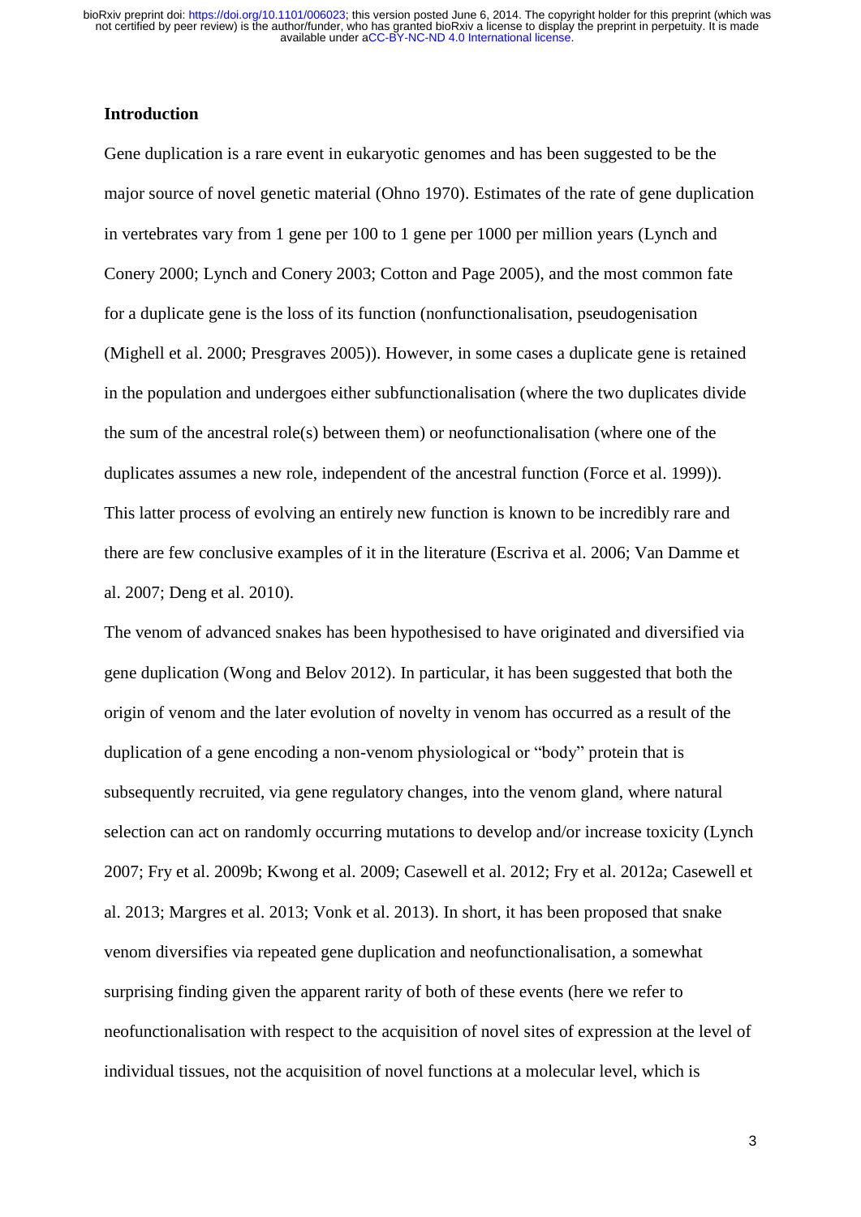## Introduction

Gene duplication is a rare event in eukaryotic genomes and has been suggested to be the major source of novel genetic material (Ohno 1970). Estimates of the rate of gene duplication in vertebrates vary from 1 gene per 100 to 1 gene per 1000 per million years (Lynch and Conery 2000; Lynch and Conery 2003; Cotton and Page 2005), and the most common fate for a duplicate gene is the loss of its function (nonfunctionalisation, pseudogenisation (Mighell et al. 2000; Presgraves 2005)). However, in some cases a duplicate gene is retained in the population and undergoes either subfunctionalisation (where the two duplicates divide the sum of the ancestral role(s) between them) or neofunctionalisation (where one of the duplicates assumes a new role, independent of the ancestral function (Force et al. 1999)). This latter process of evolving an entirely new function is known to be incredibly rare and there are few conclusive examples of it in the literature (Escriva et al. 2006; Van Damme et al. 2007; Deng et al. 2010).

The venom of advanced snakes has been hypothesised to have originated and diversified via gene duplication (Wong and Belov 2012). In particular, it has been suggested that both the origin of venom and the later evolution of novelty in venom has occurred as a result of the duplication of a gene encoding a non-venom physiological or "body" protein that is subsequently recruited, via gene regulatory changes, into the venom gland, where natural selection can act on randomly occurring mutations to develop and/or increase toxicity (Lynch 2007; Fry et al. 2009b; Kwong et al. 2009; Casewell et al. 2012; Fry et al. 2012a; Casewell et al. 2013; Margres et al. 2013; Vonk et al. 2013). In short, it has been proposed that snake venom diversifies via repeated gene duplication and neofunctionalisation, a somewhat surprising finding given the apparent rarity of both of these events (here we refer to neofunctionalisation with respect to the acquisition of novel sites of expression at the level of individual tissues, not the acquisition of novel functions at a molecular level, which is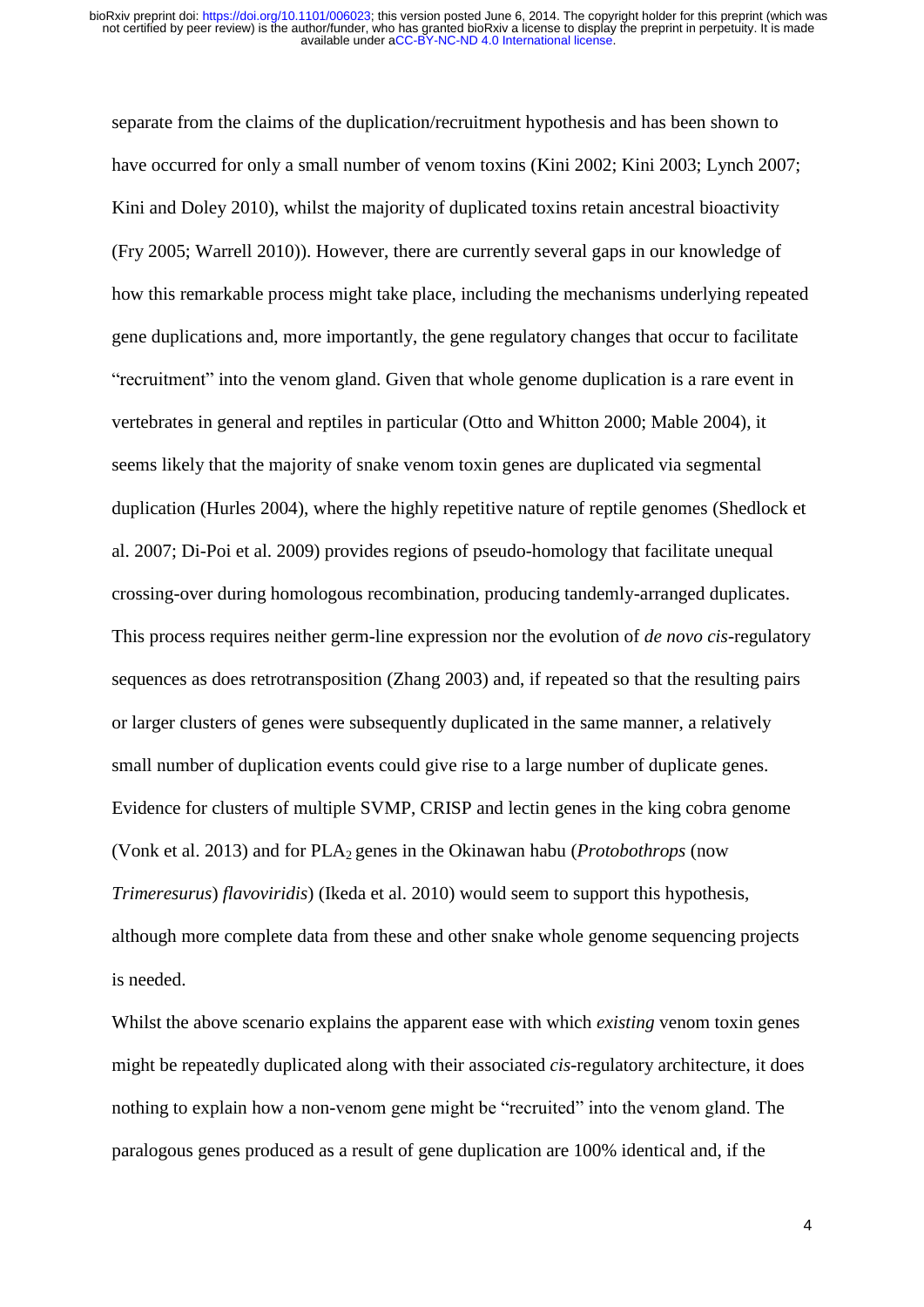separate from the claims of the duplication/recruitment hypothesis and has been shown to have occurred for only a small number of venom toxins (Kini 2002; Kini 2003; Lynch 2007; Kini and Doley 2010), whilst the majority of duplicated toxins retain ancestral bioactivity (Fry 2005; Warrell 2010)). However, there are currently several gaps in our knowledge of how this remarkable process might take place, including the mechanisms underlying repeated gene duplications and, more importantly, the gene regulatory changes that occur to facilitate "recruitment" into the venom gland. Given that whole genome duplication is a rare event in vertebrates in general and reptiles in particular (Otto and Whitton 2000; Mable 2004), it seems likely that the majority of snake venom toxin genes are duplicated via segmental duplication (Hurles 2004), where the highly repetitive nature of reptile genomes (Shedlock et al. 2007; Di-Poi et al. 2009) provides regions of pseudo-homology that facilitate unequal crossing-over during homologous recombination, producing tandemly-arranged duplicates. This process requires neither germ-line expression nor the evolution of *de novo cis*-regulatory sequences as does retrotransposition (Zhang 2003) and, if repeated so that the resulting pairs or larger clusters of genes were subsequently duplicated in the same manner, a relatively small number of duplication events could give rise to a large number of duplicate genes. Evidence for clusters of multiple SVMP, CRISP and lectin genes in the king cobra genome (Vonk et al. 2013) and for $PLA_2$ genes in the Okinawan habu (*Protobothrops* (now *Trimeresurus*) *flavoviridis*) (Ikeda et al. 2010) would seem to support this hypothesis, although more complete data from these and other snake whole genome sequencing projects is needed.

Whilst the above scenario explains the apparent ease with which *existing* venom toxin genes might be repeatedly duplicated along with their associated *cis*-regulatory architecture, it does nothing to explain how a non-venom gene might be "recruited" into the venom gland. The paralogous genes produced as a result of gene duplication are 100% identical and, if the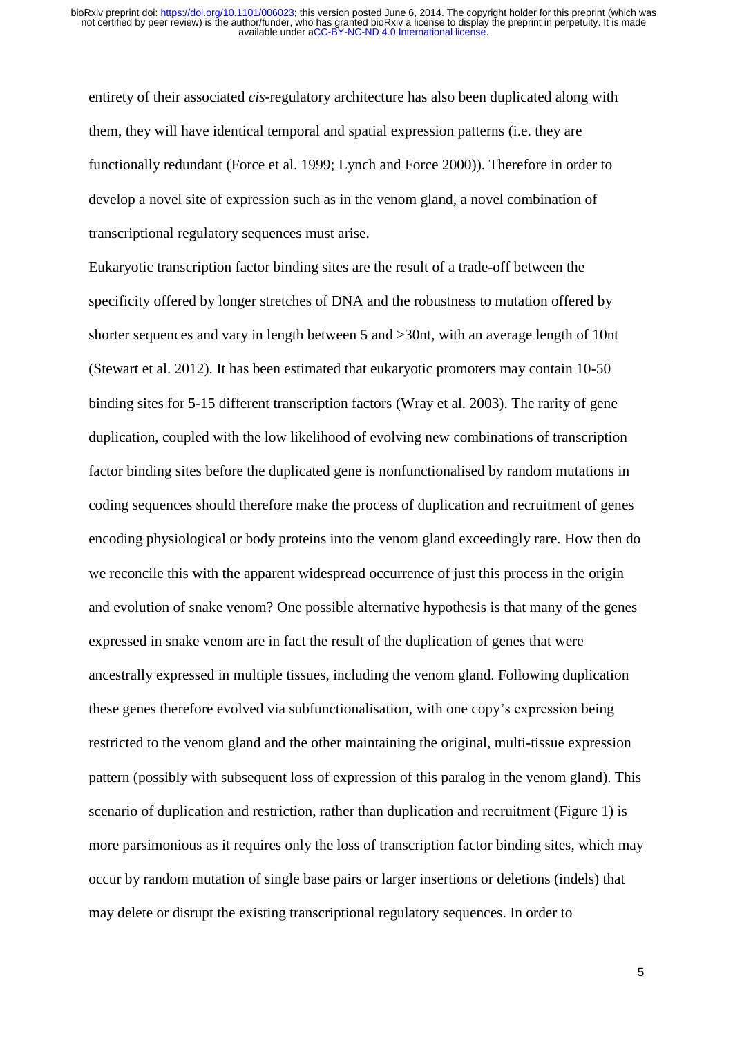entirety of their associated *cis*-regulatory architecture has also been duplicated along with them, they will have identical temporal and spatial expression patterns (i.e. they are functionally redundant (Force et al. 1999; Lynch and Force 2000)). Therefore in order to develop a novel site of expression such as in the venom gland, a novel combination of transcriptional regulatory sequences must arise.

Eukaryotic transcription factor binding sites are the result of a trade-off between the specificity offered by longer stretches of DNA and the robustness to mutation offered by shorter sequences and vary in length between 5 and >30nt, with an average length of 10nt (Stewart et al. 2012). It has been estimated that eukaryotic promoters may contain 10-50 binding sites for 5-15 different transcription factors (Wray et al. 2003). The rarity of gene duplication, coupled with the low likelihood of evolving new combinations of transcription factor binding sites before the duplicated gene is nonfunctionalised by random mutations in coding sequences should therefore make the process of duplication and recruitment of genes encoding physiological or body proteins into the venom gland exceedingly rare. How then do we reconcile this with the apparent widespread occurrence of just this process in the origin and evolution of snake venom? One possible alternative hypothesis is that many of the genes expressed in snake venom are in fact the result of the duplication of genes that were ancestrally expressed in multiple tissues, including the venom gland. Following duplication these genes therefore evolved via subfunctionalisation, with one copy's expression being restricted to the venom gland and the other maintaining the original, multi-tissue expression pattern (possibly with subsequent loss of expression of this paralog in the venom gland). This scenario of duplication and restriction, rather than duplication and recruitment (Figure 1) is more parsimonious as it requires only the loss of transcription factor binding sites, which may occur by random mutation of single base pairs or larger insertions or deletions (indels) that may delete or disrupt the existing transcriptional regulatory sequences. In order to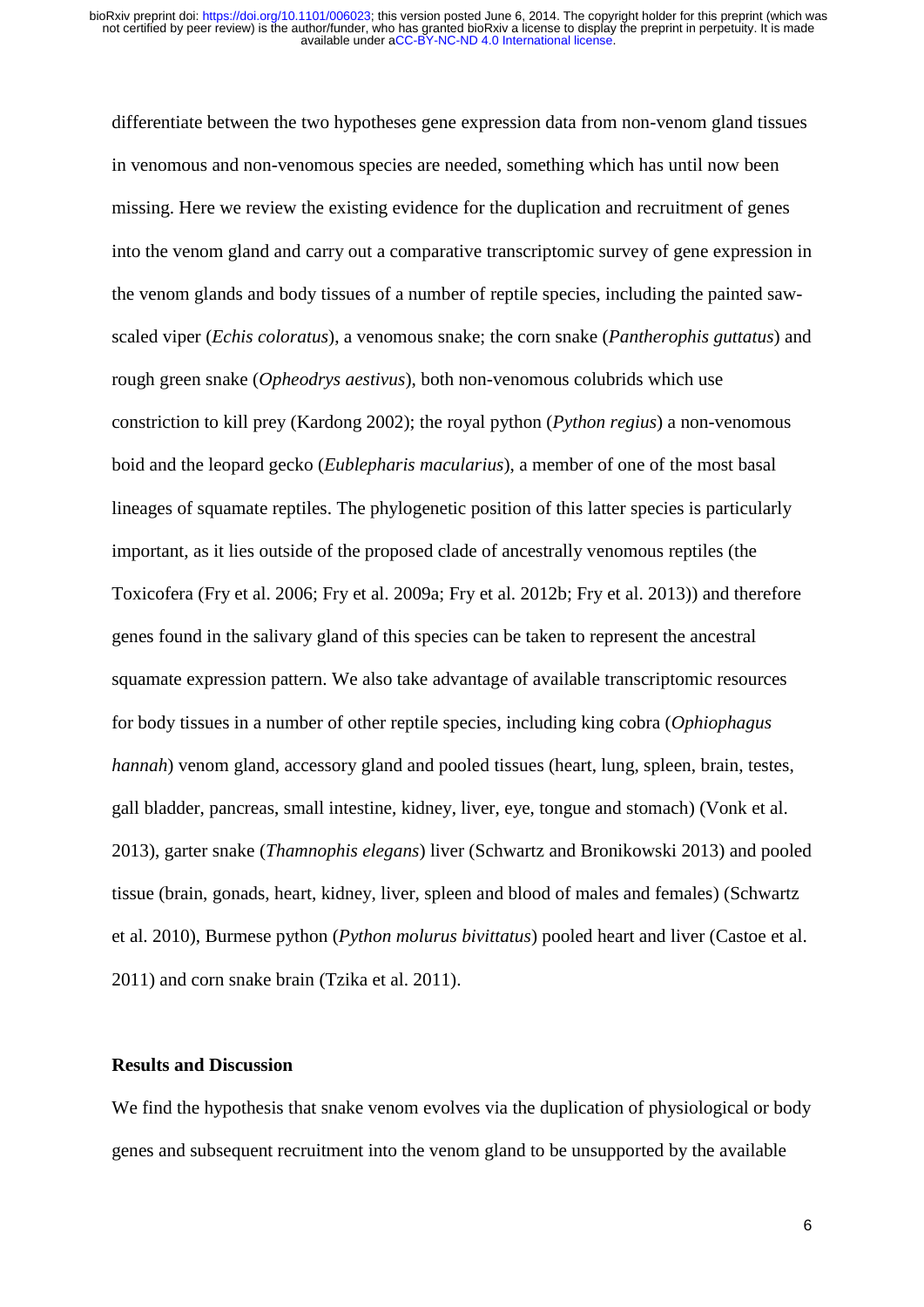differentiate between the two hypotheses gene expression data from non-venom gland tissues in venomous and non-venomous species are needed, something which has until now been missing. Here we review the existing evidence for the duplication and recruitment of genes into the venom gland and carry out a comparative transcriptomic survey of gene expression in the venom glands and body tissues of a number of reptile species, including the painted saw-scaled viper (*Echis coloratus*), a venomous snake; the corn snake (*Pantherophis guttatus*) and rough green snake (*Opheodrys aestivus*), both non-venomous colubrids which use constriction to kill prey (Kardong 2002); the royal python (*Python regius*) a non-venomous boid and the leopard gecko (*Eublepharis macularius*), a member of one of the most basal lineages of squamate reptiles. The phylogenetic position of this latter species is particularly important, as it lies outside of the proposed clade of ancestrally venomous reptiles (the Toxicofera (Fry et al. 2006; Fry et al. 2009a; Fry et al. 2012b; Fry et al. 2013)) and therefore genes found in the salivary gland of this species can be taken to represent the ancestral squamate expression pattern. We also take advantage of available transcriptomic resources for body tissues in a number of other reptile species, including king cobra (*Ophiophagus hannah*) venom gland, accessory gland and pooled tissues (heart, lung, spleen, brain, testes, gall bladder, pancreas, small intestine, kidney, liver, eye, tongue and stomach) (Vonk et al. 2013), garter snake (*Thamnophis elegans*) liver (Schwartz and Bronikowski 2013) and pooled tissue (brain, gonads, heart, kidney, liver, spleen and blood of males and females) (Schwartz et al. 2010), Burmese python (*Python molurus bivittatus*) pooled heart and liver (Castoe et al. 2011) and corn snake brain (Tzika et al. 2011).

## Results and Discussion

We find the hypothesis that snake venom evolves via the duplication of physiological or body genes and subsequent recruitment into the venom gland to be unsupported by the available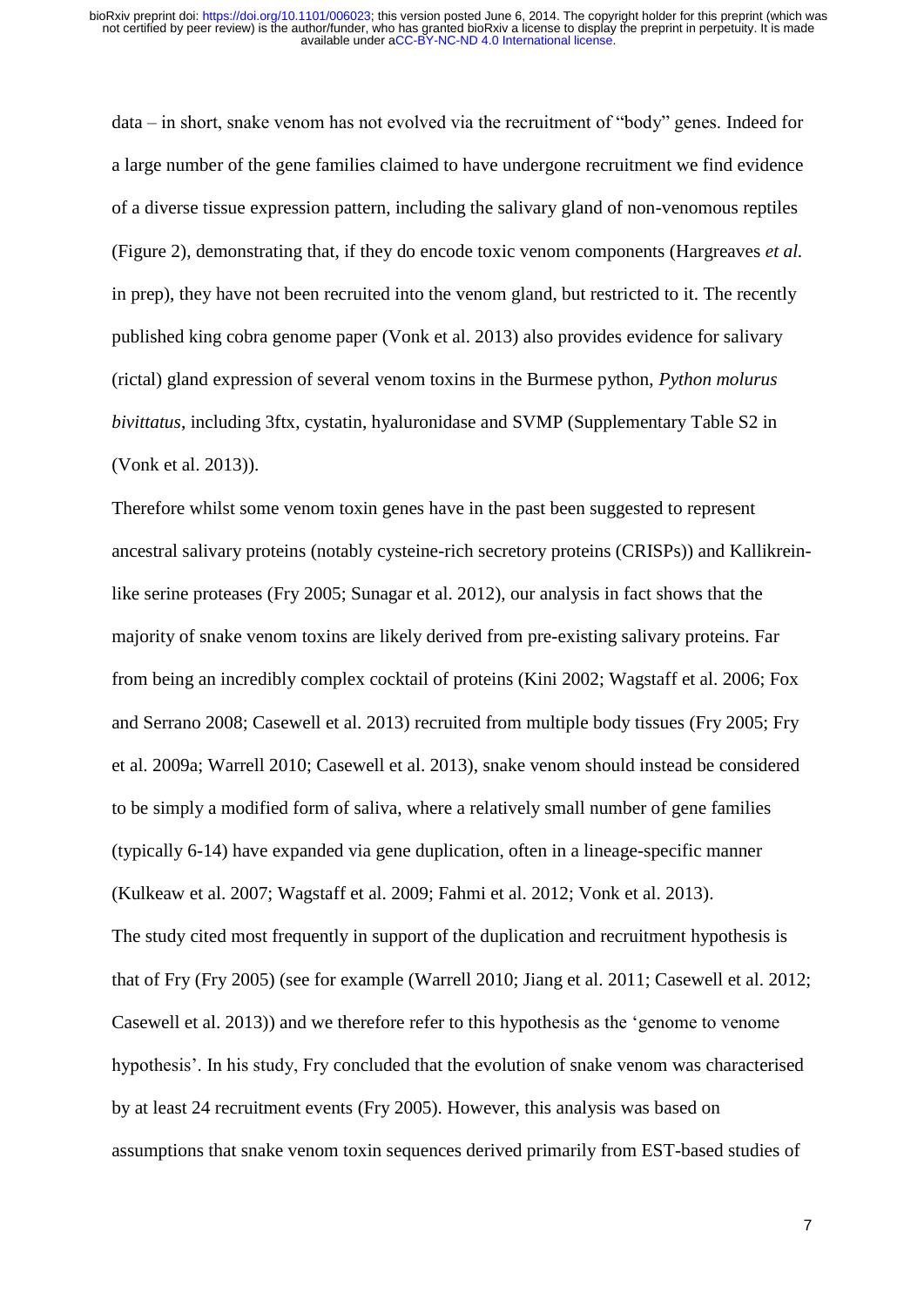data – in short, snake venom has not evolved via the recruitment of "body" genes. Indeed for a large number of the gene families claimed to have undergone recruitment we find evidence of a diverse tissue expression pattern, including the salivary gland of non-venomous reptiles (Figure 2), demonstrating that, if they do encode toxic venom components (Hargreaves *et al.* in prep), they have not been recruited into the venom gland, but restricted to it. The recently published king cobra genome paper (Vonk et al. 2013) also provides evidence for salivary (rictal) gland expression of several venom toxins in the Burmese python, *Python molurus bivittatus*, including 3ftx, cystatin, hyaluronidase and SVMP (Supplementary Table S2 in (Vonk et al. 2013)).

Therefore whilst some venom toxin genes have in the past been suggested to represent ancestral salivary proteins (notably cysteine-rich secretory proteins (CRISPs)) and Kallikrein-like serine proteases (Fry 2005; Sunagar et al. 2012), our analysis in fact shows that the majority of snake venom toxins are likely derived from pre-existing salivary proteins. Far from being an incredibly complex cocktail of proteins (Kini 2002; Wagstaff et al. 2006; Fox and Serrano 2008; Casewell et al. 2013) recruited from multiple body tissues (Fry 2005; Fry et al. 2009a; Warrell 2010; Casewell et al. 2013), snake venom should instead be considered to be simply a modified form of saliva, where a relatively small number of gene families (typically 6-14) have expanded via gene duplication, often in a lineage-specific manner (Kulkeaw et al. 2007; Wagstaff et al. 2009; Fahmi et al. 2012; Vonk et al. 2013).

The study cited most frequently in support of the duplication and recruitment hypothesis is that of Fry (Fry 2005) (see for example (Warrell 2010; Jiang et al. 2011; Casewell et al. 2012; Casewell et al. 2013)) and we therefore refer to this hypothesis as the 'genome to venome hypothesis'. In his study, Fry concluded that the evolution of snake venom was characterised by at least 24 recruitment events (Fry 2005). However, this analysis was based on assumptions that snake venom toxin sequences derived primarily from EST-based studies of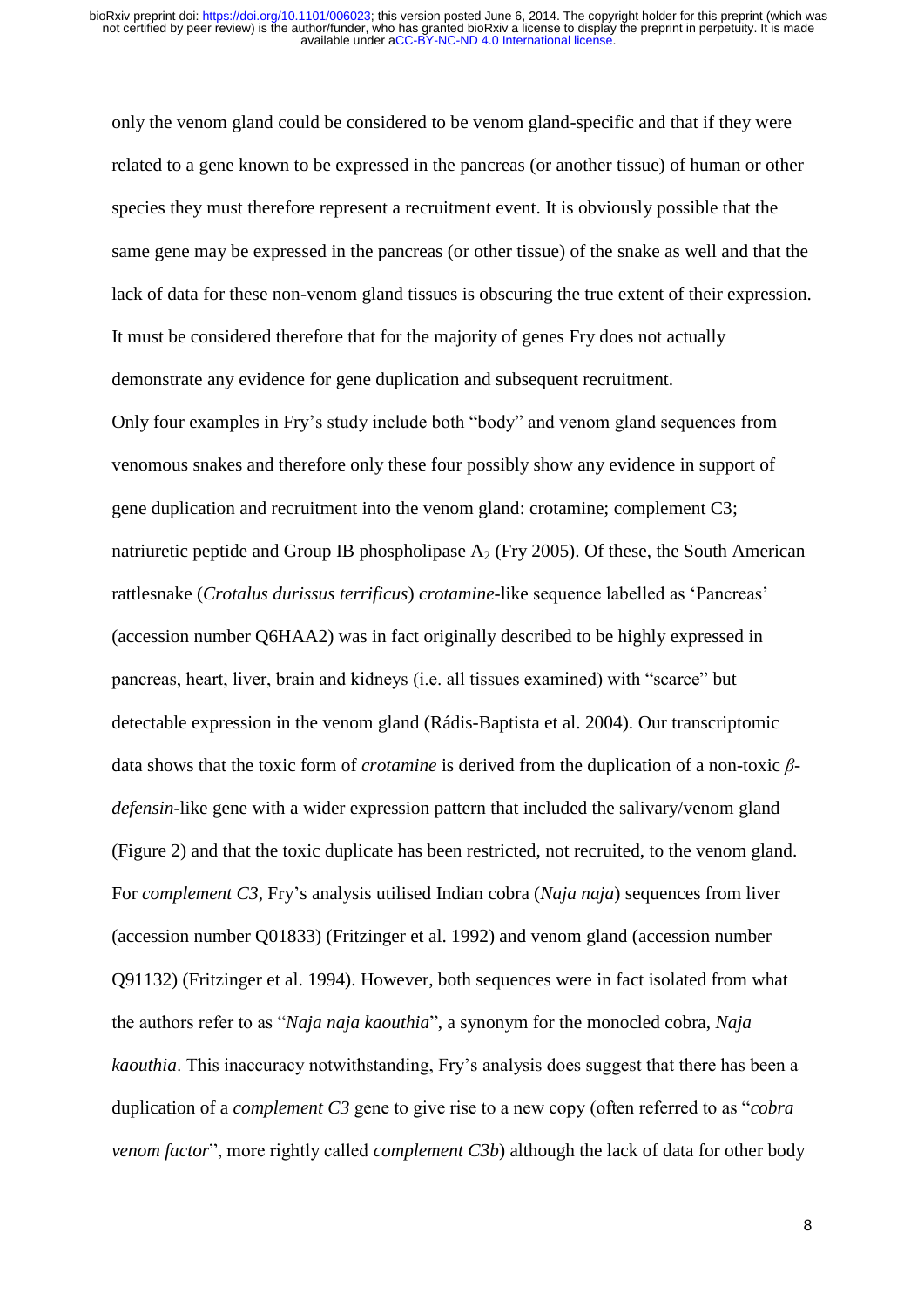only the venom gland could be considered to be venom gland-specific and that if they were related to a gene known to be expressed in the pancreas (or another tissue) of human or other species they must therefore represent a recruitment event. It is obviously possible that the same gene may be expressed in the pancreas (or other tissue) of the snake as well and that the lack of data for these non-venom gland tissues is obscuring the true extent of their expression. It must be considered therefore that for the majority of genes Fry does not actually demonstrate any evidence for gene duplication and subsequent recruitment.

Only four examples in Fry's study include both "body" and venom gland sequences from venomous snakes and therefore only these four possibly show any evidence in support of gene duplication and recruitment into the venom gland: crotamine; complement C3; natriuretic peptide and Group IB phospholipase $A_2$ (Fry 2005). Of these, the South American rattlesnake (*Crotalus durissus terrificus*) *crotamine*-like sequence labelled as 'Pancreas' (accession number Q6HAA2) was in fact originally described to be highly expressed in pancreas, heart, liver, brain and kidneys (i.e. all tissues examined) with "scarce" but detectable expression in the venom gland (Rádis-Baptista et al. 2004). Our transcriptomic data shows that the toxic form of *crotamine* is derived from the duplication of a non-toxic *β-defensin*-like gene with a wider expression pattern that included the salivary/venom gland (Figure 2) and that the toxic duplicate has been restricted, not recruited, to the venom gland. For *complement C3*, Fry's analysis utilised Indian cobra (*Naja naja*) sequences from liver (accession number Q01833) (Fritzinger et al. 1992) and venom gland (accession number Q91132) (Fritzinger et al. 1994). However, both sequences were in fact isolated from what the authors refer to as "*Naja naja kaouthia*", a synonym for the monocled cobra, *Naja kaouthia*. This inaccuracy notwithstanding, Fry's analysis does suggest that there has been a duplication of a *complement C3* gene to give rise to a new copy (often referred to as "*cobra venom factor*", more rightly called *complement C3b*) although the lack of data for other body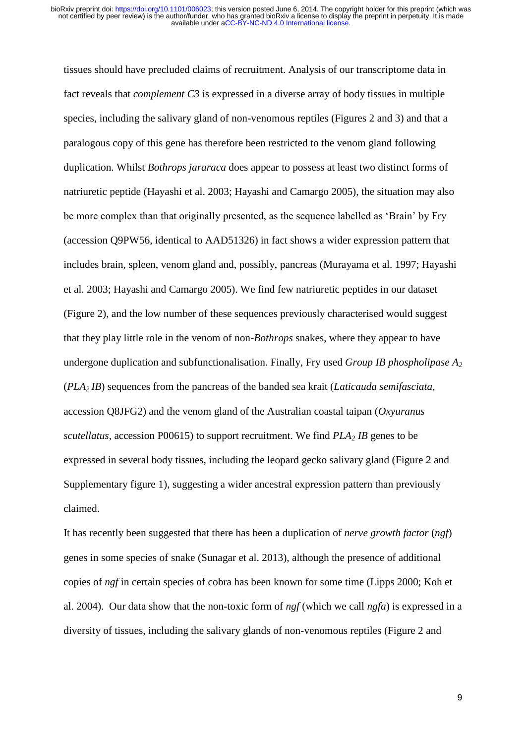tissues should have precluded claims of recruitment. Analysis of our transcriptome data in fact reveals that *complement C3* is expressed in a diverse array of body tissues in multiple species, including the salivary gland of non-venomous reptiles (Figures 2 and 3) and that a paralogous copy of this gene has therefore been restricted to the venom gland following duplication. Whilst *Bothrops jararaca* does appear to possess at least two distinct forms of natriuretic peptide (Hayashi et al. 2003; Hayashi and Camargo 2005), the situation may also be more complex than that originally presented, as the sequence labelled as 'Brain' by Fry (accession Q9PW56, identical to AAD51326) in fact shows a wider expression pattern that includes brain, spleen, venom gland and, possibly, pancreas (Murayama et al. 1997; Hayashi et al. 2003; Hayashi and Camargo 2005). We find few natriuretic peptides in our dataset (Figure 2), and the low number of these sequences previously characterised would suggest that they play little role in the venom of non-*Bothrops* snakes, where they appear to have undergone duplication and subfunctionalisation. Finally, Fry used *Group IB phospholipase $A_2$* (*$PLA_2$ IB*) sequences from the pancreas of the banded sea krait (*Laticauda semifasciata*, accession Q8JFG2) and the venom gland of the Australian coastal taipan (*Oxyuranus scutellatus*, accession P00615) to support recruitment. We find *$PLA_2$ IB* genes to be expressed in several body tissues, including the leopard gecko salivary gland (Figure 2 and Supplementary figure 1), suggesting a wider ancestral expression pattern than previously claimed.

It has recently been suggested that there has been a duplication of *nerve growth factor* (*ngf*) genes in some species of snake (Sunagar et al. 2013), although the presence of additional copies of *ngf* in certain species of cobra has been known for some time (Lipps 2000; Koh et al. 2004). Our data show that the non-toxic form of *ngf* (which we call *ngfa*) is expressed in a diversity of tissues, including the salivary glands of non-venomous reptiles (Figure 2 and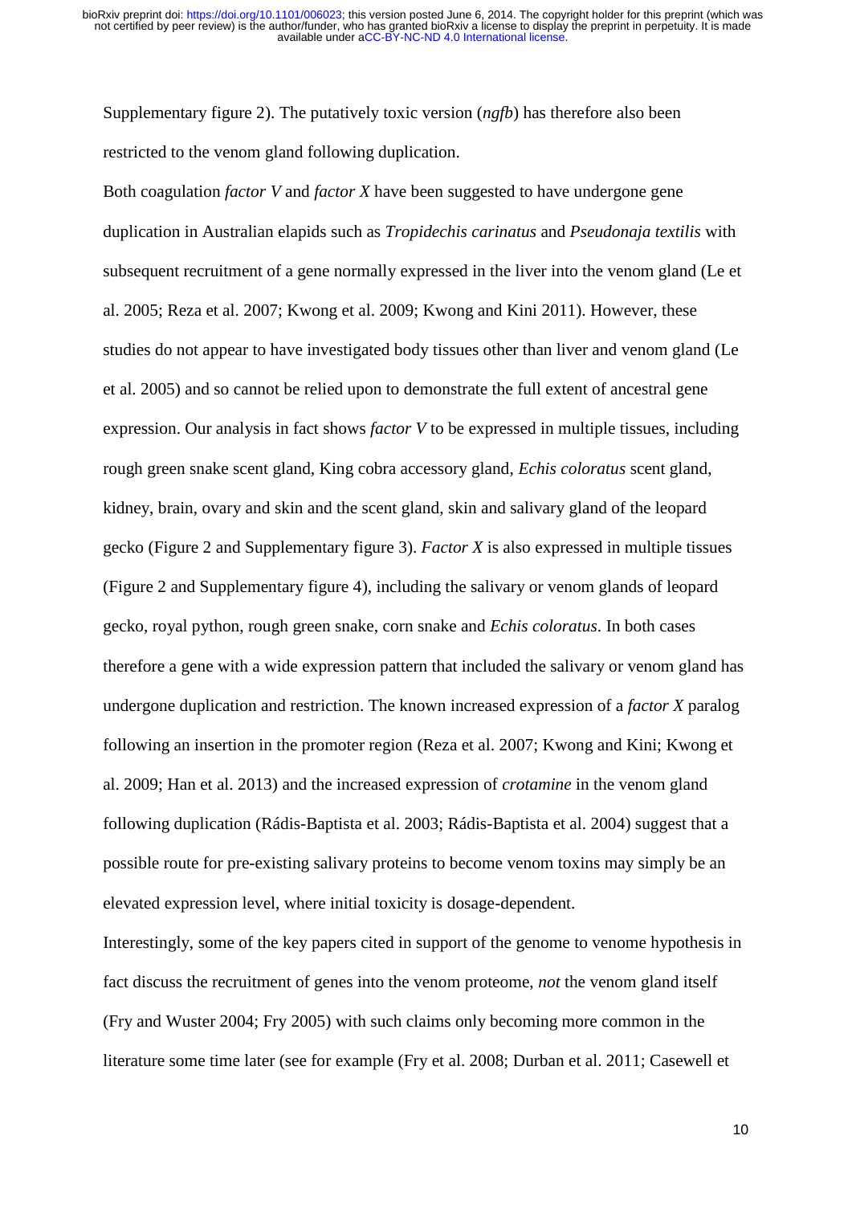Supplementary figure 2). The putatively toxic version (*ngfb*) has therefore also been restricted to the venom gland following duplication.

Both coagulation *factor V* and *factor X* have been suggested to have undergone gene duplication in Australian elapids such as *Tropidechis carinatus* and *Pseudonaja textilis* with subsequent recruitment of a gene normally expressed in the liver into the venom gland (Le et al. 2005; Reza et al. 2007; Kwong et al. 2009; Kwong and Kini 2011). However, these studies do not appear to have investigated body tissues other than liver and venom gland (Le et al. 2005) and so cannot be relied upon to demonstrate the full extent of ancestral gene expression. Our analysis in fact shows *factor V* to be expressed in multiple tissues, including rough green snake scent gland, King cobra accessory gland, *Echis coloratus* scent gland, kidney, brain, ovary and skin and the scent gland, skin and salivary gland of the leopard gecko (Figure 2 and Supplementary figure 3). *Factor X* is also expressed in multiple tissues (Figure 2 and Supplementary figure 4), including the salivary or venom glands of leopard gecko, royal python, rough green snake, corn snake and *Echis coloratus*. In both cases therefore a gene with a wide expression pattern that included the salivary or venom gland has undergone duplication and restriction. The known increased expression of a *factor X* paralog following an insertion in the promoter region (Reza et al. 2007; Kwong and Kini; Kwong et al. 2009; Han et al. 2013) and the increased expression of *crotamine* in the venom gland following duplication (Rádis-Baptista et al. 2003; Rádis-Baptista et al. 2004) suggest that a possible route for pre-existing salivary proteins to become venom toxins may simply be an elevated expression level, where initial toxicity is dosage-dependent.

Interestingly, some of the key papers cited in support of the genome to venome hypothesis in fact discuss the recruitment of genes into the venom proteome, *not* the venom gland itself (Fry and Wuster 2004; Fry 2005) with such claims only becoming more common in the literature some time later (see for example (Fry et al. 2008; Durban et al. 2011; Casewell et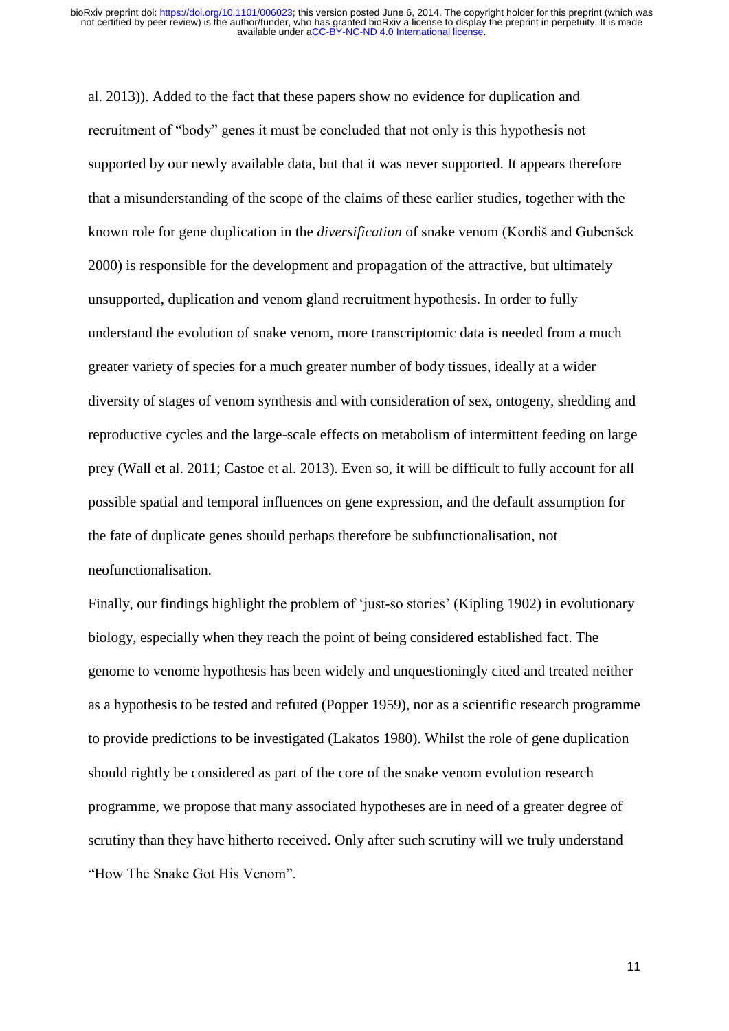al. 2013)). Added to the fact that these papers show no evidence for duplication and recruitment of "body" genes it must be concluded that not only is this hypothesis not supported by our newly available data, but that it was never supported. It appears therefore that a misunderstanding of the scope of the claims of these earlier studies, together with the known role for gene duplication in the *diversification* of snake venom (Kordiš and Gubenšek 2000) is responsible for the development and propagation of the attractive, but ultimately unsupported, duplication and venom gland recruitment hypothesis. In order to fully understand the evolution of snake venom, more transcriptomic data is needed from a much greater variety of species for a much greater number of body tissues, ideally at a wider diversity of stages of venom synthesis and with consideration of sex, ontogeny, shedding and reproductive cycles and the large-scale effects on metabolism of intermittent feeding on large prey (Wall et al. 2011; Castoe et al. 2013). Even so, it will be difficult to fully account for all possible spatial and temporal influences on gene expression, and the default assumption for the fate of duplicate genes should perhaps therefore be subfunctionalisation, not neofunctionalisation.

Finally, our findings highlight the problem of 'just-so stories' (Kipling 1902) in evolutionary biology, especially when they reach the point of being considered established fact. The genome to venome hypothesis has been widely and unquestioningly cited and treated neither as a hypothesis to be tested and refuted (Popper 1959), nor as a scientific research programme to provide predictions to be investigated (Lakatos 1980). Whilst the role of gene duplication should rightly be considered as part of the core of the snake venom evolution research programme, we propose that many associated hypotheses are in need of a greater degree of scrutiny than they have hitherto received. Only after such scrutiny will we truly understand "How The Snake Got His Venom".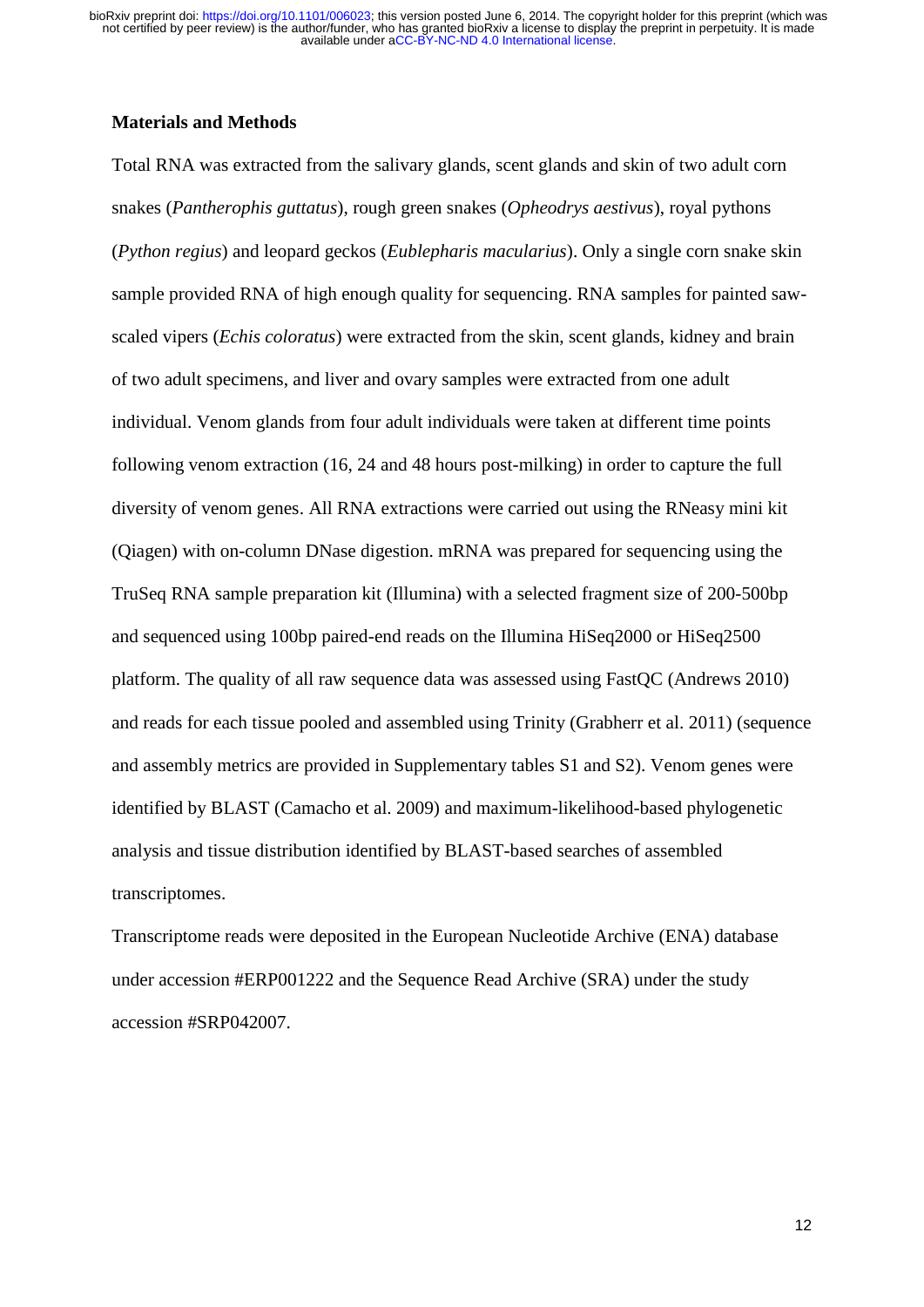**Materials and Methods**

Total RNA was extracted from the salivary glands, scent glands and skin of two adult corn snakes (*Pantherophis guttatus*), rough green snakes (*Opheodrys aestivus*), royal pythons (*Python regius*) and leopard geckos (*Eublepharis macularius*). Only a single corn snake skin sample provided RNA of high enough quality for sequencing. RNA samples for painted saw-scaled vipers (*Echis coloratus*) were extracted from the skin, scent glands, kidney and brain of two adult specimens, and liver and ovary samples were extracted from one adult individual. Venom glands from four adult individuals were taken at different time points following venom extraction (16, 24 and 48 hours post-milking) in order to capture the full diversity of venom genes. All RNA extractions were carried out using the RNeasy mini kit (Qiagen) with on-column DNase digestion. mRNA was prepared for sequencing using the TruSeq RNA sample preparation kit (Illumina) with a selected fragment size of 200-500bp and sequenced using 100bp paired-end reads on the Illumina HiSeq2000 or HiSeq2500 platform. The quality of all raw sequence data was assessed using FastQC (Andrews 2010) and reads for each tissue pooled and assembled using Trinity (Grabherr et al. 2011) (sequence and assembly metrics are provided in Supplementary tables S1 and S2). Venom genes were identified by BLAST (Camacho et al. 2009) and maximum-likelihood-based phylogenetic analysis and tissue distribution identified by BLAST-based searches of assembled transcriptomes.

Transcriptome reads were deposited in the European Nucleotide Archive (ENA) database under accession #ERP001222 and the Sequence Read Archive (SRA) under the study accession #SRP042007.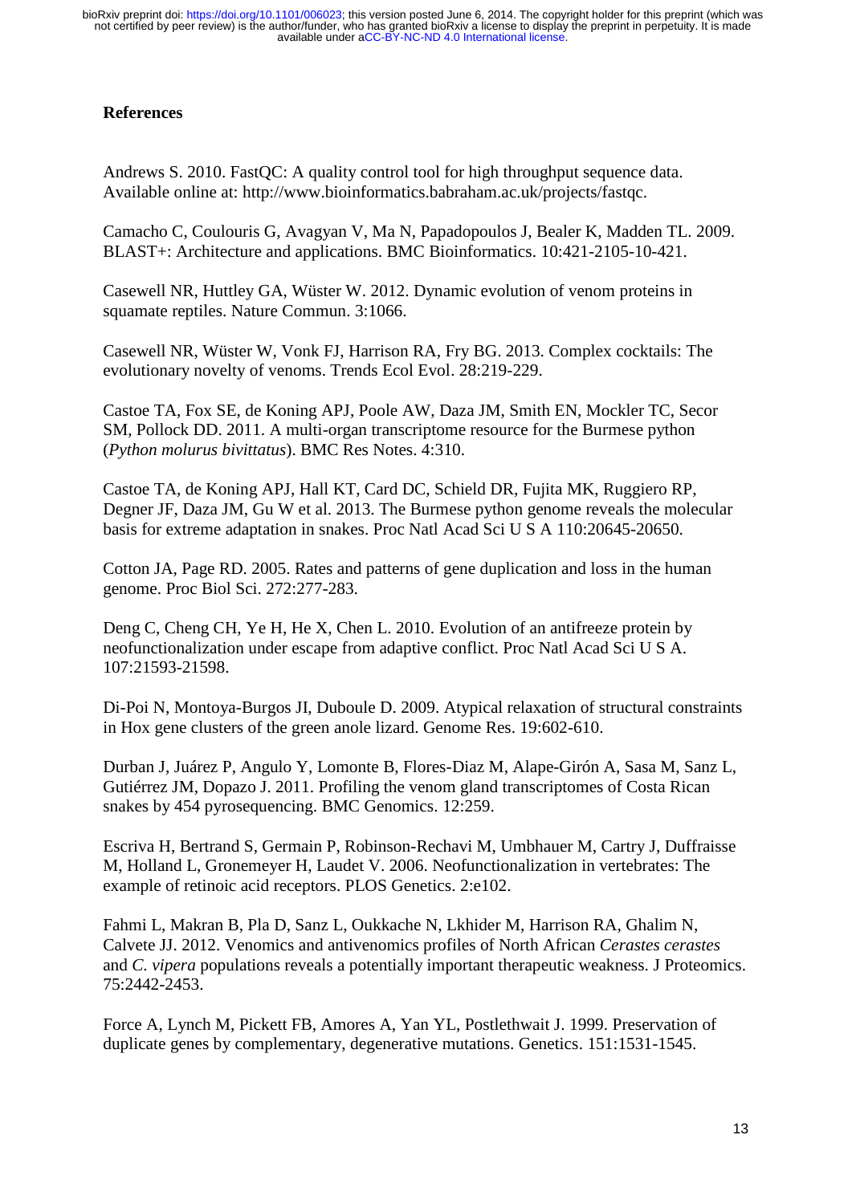## References

Andrews S. 2010. FastQC: A quality control tool for high throughput sequence data. Available online at: http://www.bioinformatics.babraham.ac.uk/projects/fastqc.

Camacho C, Coulouris G, Avagyan V, Ma N, Papadopoulos J, Bealer K, Madden TL. 2009. BLAST+: Architecture and applications. BMC Bioinformatics. 10:421-2105-10-421.

Casewell NR, Huttley GA, Wüster W. 2012. Dynamic evolution of venom proteins in squamate reptiles. Nature Commun. 3:1066.

Casewell NR, Wüster W, Vonk FJ, Harrison RA, Fry BG. 2013. Complex cocktails: The evolutionary novelty of venoms. Trends Ecol Evol. 28:219-229.

Castoe TA, Fox SE, de Koning APJ, Poole AW, Daza JM, Smith EN, Mockler TC, Secor SM, Pollock DD. 2011. A multi-organ transcriptome resource for the Burmese python (*Python molurus bivittatus*). BMC Res Notes. 4:310.

Castoe TA, de Koning APJ, Hall KT, Card DC, Schield DR, Fujita MK, Ruggiero RP, Degner JF, Daza JM, Gu W et al. 2013. The Burmese python genome reveals the molecular basis for extreme adaptation in snakes. Proc Natl Acad Sci U S A 110:20645-20650.

Cotton JA, Page RD. 2005. Rates and patterns of gene duplication and loss in the human genome. Proc Biol Sci. 272:277-283.

Deng C, Cheng CH, Ye H, He X, Chen L. 2010. Evolution of an antifreeze protein by neofunctionalization under escape from adaptive conflict. Proc Natl Acad Sci U S A. 107:21593-21598.

Di-Poi N, Montoya-Burgos JI, Duboule D. 2009. Atypical relaxation of structural constraints in Hox gene clusters of the green anole lizard. Genome Res. 19:602-610.

Durban J, Juárez P, Angulo Y, Lomonte B, Flores-Diaz M, Alape-Girón A, Sasa M, Sanz L, Gutiérrez JM, Dopazo J. 2011. Profiling the venom gland transcriptomes of Costa Rican snakes by 454 pyrosequencing. BMC Genomics. 12:259.

Escriva H, Bertrand S, Germain P, Robinson-Rechavi M, Umbhauer M, Cartry J, Duffraisse M, Holland L, Gronemeyer H, Laudet V. 2006. Neofunctionalization in vertebrates: The example of retinoic acid receptors. PLOS Genetics. 2:e102.

Fahmi L, Makran B, Pla D, Sanz L, Oukkache N, Lkhider M, Harrison RA, Ghalim N, Calvete JJ. 2012. Venomics and antivenomics profiles of North African *Cerastes cerastes* and *C. vipera* populations reveals a potentially important therapeutic weakness. J Proteomics. 75:2442-2453.

Force A, Lynch M, Pickett FB, Amores A, Yan YL, Postlethwait J. 1999. Preservation of duplicate genes by complementary, degenerative mutations. Genetics. 151:1531-1545.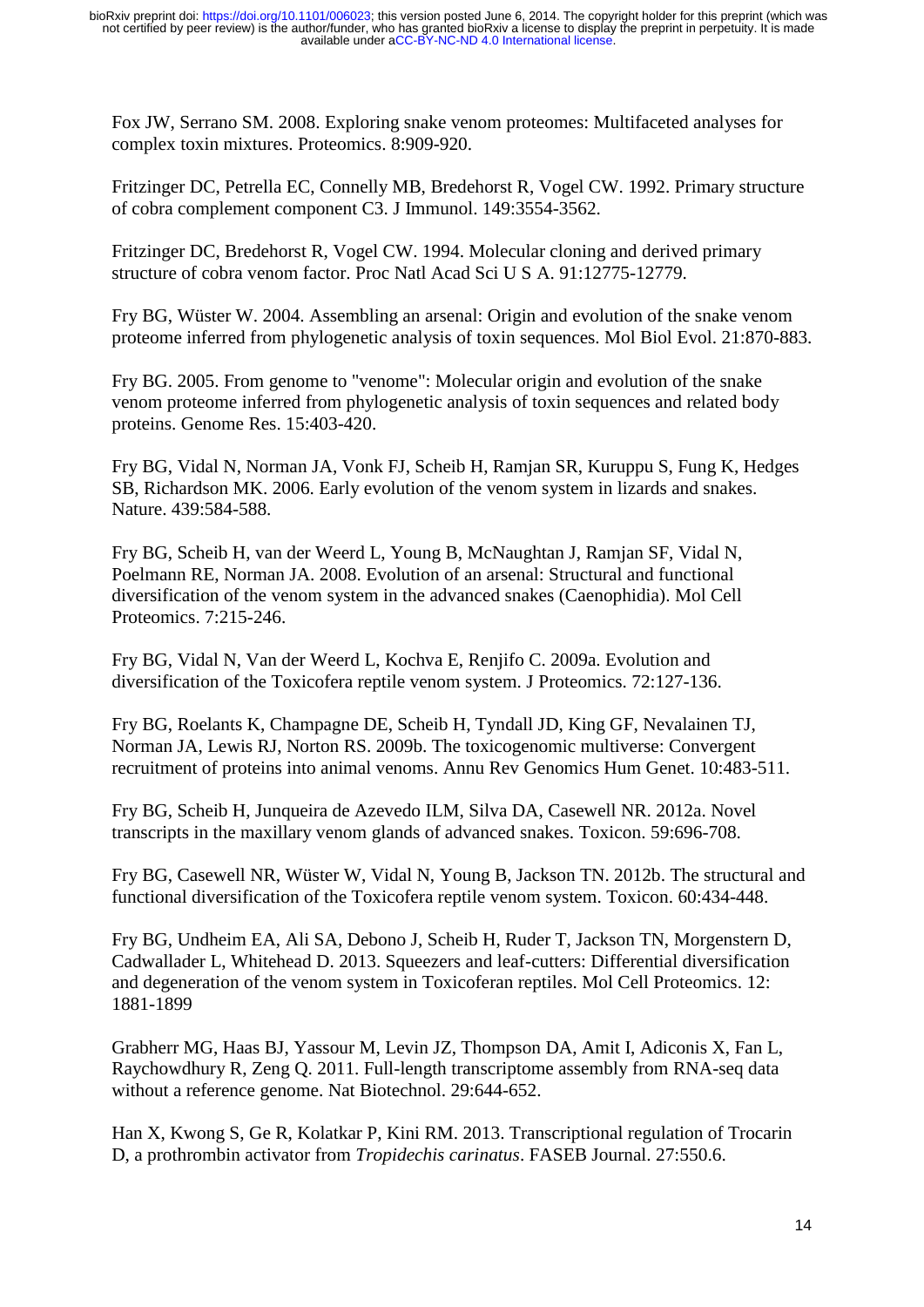Fox JW, Serrano SM. 2008. Exploring snake venom proteomes: Multifaceted analyses for complex toxin mixtures. Proteomics. 8:909-920.

Fritzinger DC, Petrella EC, Connelly MB, Bredehorst R, Vogel CW. 1992. Primary structure of cobra complement component C3. J Immunol. 149:3554-3562.

Fritzinger DC, Bredehorst R, Vogel CW. 1994. Molecular cloning and derived primary structure of cobra venom factor. Proc Natl Acad Sci U S A. 91:12775-12779.

Fry BG, Wüster W. 2004. Assembling an arsenal: Origin and evolution of the snake venom proteome inferred from phylogenetic analysis of toxin sequences. Mol Biol Evol. 21:870-883.

Fry BG. 2005. From genome to "venome": Molecular origin and evolution of the snake venom proteome inferred from phylogenetic analysis of toxin sequences and related body proteins. Genome Res. 15:403-420.

Fry BG, Vidal N, Norman JA, Vonk FJ, Scheib H, Ramjan SR, Kuruppu S, Fung K, Hedges SB, Richardson MK. 2006. Early evolution of the venom system in lizards and snakes. Nature. 439:584-588.

Fry BG, Scheib H, van der Weerd L, Young B, McNaughtan J, Ramjan SF, Vidal N, Poelmann RE, Norman JA. 2008. Evolution of an arsenal: Structural and functional diversification of the venom system in the advanced snakes (Caenophidia). Mol Cell Proteomics. 7:215-246.

Fry BG, Vidal N, Van der Weerd L, Kochva E, Renjifo C. 2009a. Evolution and diversification of the Toxicofera reptile venom system. J Proteomics. 72:127-136.

Fry BG, Roelants K, Champagne DE, Scheib H, Tyndall JD, King GF, Nevalainen TJ, Norman JA, Lewis RJ, Norton RS. 2009b. The toxicogenomic multiverse: Convergent recruitment of proteins into animal venoms. Annu Rev Genomics Hum Genet. 10:483-511.

Fry BG, Scheib H, Junqueira de Azevedo ILM, Silva DA, Casewell NR. 2012a. Novel transcripts in the maxillary venom glands of advanced snakes. Toxicon. 59:696-708.

Fry BG, Casewell NR, Wüster W, Vidal N, Young B, Jackson TN. 2012b. The structural and functional diversification of the Toxicofera reptile venom system. Toxicon. 60:434-448.

Fry BG, Undheim EA, Ali SA, Debono J, Scheib H, Ruder T, Jackson TN, Morgenstern D, Cadwallader L, Whitehead D. 2013. Squeezers and leaf-cutters: Differential diversification and degeneration of the venom system in Toxicoferan reptiles. Mol Cell Proteomics. 12: 1881-1899

Grabherr MG, Haas BJ, Yassour M, Levin JZ, Thompson DA, Amit I, Adiconis X, Fan L, Raychowdhury R, Zeng Q. 2011. Full-length transcriptome assembly from RNA-seq data without a reference genome. Nat Biotechnol. 29:644-652.

Han X, Kwong S, Ge R, Kolatkar P, Kini RM. 2013. Transcriptional regulation of Trocarin D, a prothrombin activator from *Tropidechis carinatus*. FASEB Journal. 27:550.6.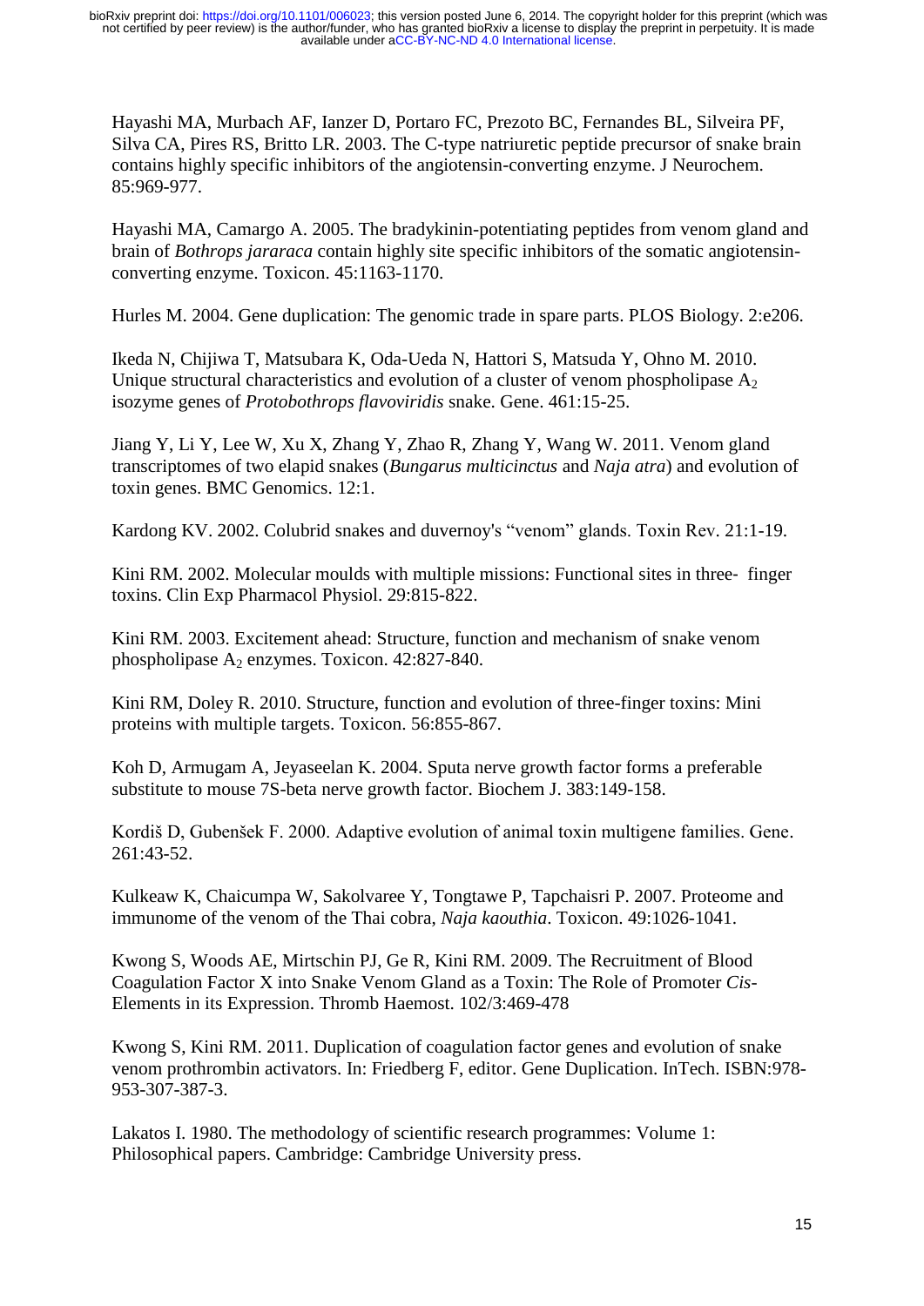Hayashi MA, Murbach AF, Ianzer D, Portaro FC, Prezoto BC, Fernandes BL, Silveira PF, Silva CA, Pires RS, Britto LR. 2003. The C-type natriuretic peptide precursor of snake brain contains highly specific inhibitors of the angiotensin-converting enzyme. J Neurochem. 85:969-977.

Hayashi MA, Camargo A. 2005. The bradykinin-potentiating peptides from venom gland and brain of *Bothrops jararaca* contain highly site specific inhibitors of the somatic angiotensin-converting enzyme. Toxicon. 45:1163-1170.

Hurles M. 2004. Gene duplication: The genomic trade in spare parts. PLOS Biology. 2:e206.

Ikeda N, Chijiwa T, Matsubara K, Oda-Ueda N, Hattori S, Matsuda Y, Ohno M. 2010. Unique structural characteristics and evolution of a cluster of venom phospholipase $A_2$ isozyme genes of *Protobothrops flavoviridis* snake. Gene. 461:15-25.

Jiang Y, Li Y, Lee W, Xu X, Zhang Y, Zhao R, Zhang Y, Wang W. 2011. Venom gland transcriptomes of two elapid snakes (*Bungarus multicinctus* and *Naja atra*) and evolution of toxin genes. BMC Genomics. 12:1.

Kardong KV. 2002. Colubrid snakes and duvernoy's "venom" glands. Toxin Rev. 21:1-19.

Kini RM. 2002. Molecular moulds with multiple missions: Functional sites in three- finger toxins. Clin Exp Pharmacol Physiol. 29:815-822.

Kini RM. 2003. Excitement ahead: Structure, function and mechanism of snake venom phospholipase $A_2$ enzymes. Toxicon. 42:827-840.

Kini RM, Doley R. 2010. Structure, function and evolution of three-finger toxins: Mini proteins with multiple targets. Toxicon. 56:855-867.

Koh D, Armugam A, Jeyaseelan K. 2004. Sputa nerve growth factor forms a preferable substitute to mouse 7S-beta nerve growth factor. Biochem J. 383:149-158.

Kordiš D, Gubenšek F. 2000. Adaptive evolution of animal toxin multigene families. Gene. 261:43-52.

Kulkeaw K, Chaicumpa W, Sakolvaree Y, Tongtawe P, Tapchaisri P. 2007. Proteome and immunome of the venom of the Thai cobra, *Naja kaouthia*. Toxicon. 49:1026-1041.

Kwong S, Woods AE, Mirtschin PJ, Ge R, Kini RM. 2009. The Recruitment of Blood Coagulation Factor X into Snake Venom Gland as a Toxin: The Role of Promoter *Cis*-Elements in its Expression. Thromb Haemost. 102/3:469-478

Kwong S, Kini RM. 2011. Duplication of coagulation factor genes and evolution of snake venom prothrombin activators. In: Friedberg F, editor. Gene Duplication. InTech. ISBN:978-953-307-387-3.

Lakatos I. 1980. The methodology of scientific research programmes: Volume 1: Philosophical papers. Cambridge: Cambridge University press.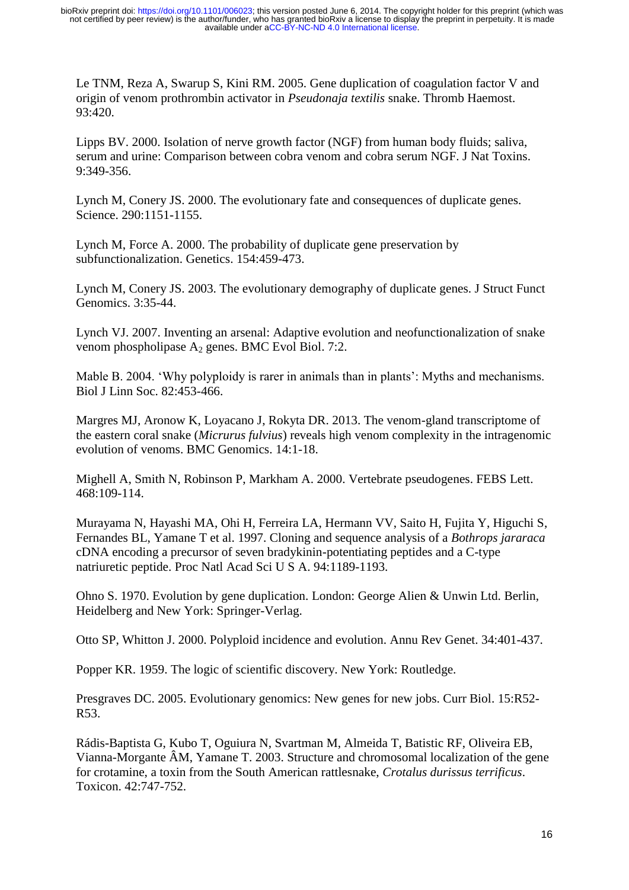Le TNM, Reza A, Swarup S, Kini RM. 2005. Gene duplication of coagulation factor V and origin of venom prothrombin activator in *Pseudonaja textilis* snake. Thromb Haemost. 93:420.

Lipps BV. 2000. Isolation of nerve growth factor (NGF) from human body fluids; saliva, serum and urine: Comparison between cobra venom and cobra serum NGF. J Nat Toxins. 9:349-356.

Lynch M, Conery JS. 2000. The evolutionary fate and consequences of duplicate genes. Science. 290:1151-1155.

Lynch M, Force A. 2000. The probability of duplicate gene preservation by subfunctionalization. Genetics. 154:459-473.

Lynch M, Conery JS. 2003. The evolutionary demography of duplicate genes. J Struct Funct Genomics. 3:35-44.

Lynch VJ. 2007. Inventing an arsenal: Adaptive evolution and neofunctionalization of snake venom phospholipase $A_2$ genes. BMC Evol Biol. 7:2.

Mable B. 2004. 'Why polyploidy is rarer in animals than in plants': Myths and mechanisms. Biol J Linn Soc. 82:453-466.

Margres MJ, Aronow K, Loyacano J, Rokyta DR. 2013. The venom-gland transcriptome of the eastern coral snake (*Micrurus fulvius*) reveals high venom complexity in the intragenomic evolution of venoms. BMC Genomics. 14:1-18.

Mighell A, Smith N, Robinson P, Markham A. 2000. Vertebrate pseudogenes. FEBS Lett. 468:109-114.

Murayama N, Hayashi MA, Ohi H, Ferreira LA, Hermann VV, Saito H, Fujita Y, Higuchi S, Fernandes BL, Yamane T et al. 1997. Cloning and sequence analysis of a *Bothrops jararaca* cDNA encoding a precursor of seven bradykinin-potentiating peptides and a C-type natriuretic peptide. Proc Natl Acad Sci U S A. 94:1189-1193.

Ohno S. 1970. Evolution by gene duplication. London: George Alien & Unwin Ltd. Berlin, Heidelberg and New York: Springer-Verlag.

Otto SP, Whitton J. 2000. Polyploid incidence and evolution. Annu Rev Genet. 34:401-437.

Popper KR. 1959. The logic of scientific discovery. New York: Routledge.

Presgraves DC. 2005. Evolutionary genomics: New genes for new jobs. Curr Biol. 15:R52-R53.

Rádis-Baptista G, Kubo T, Oguiura N, Svartman M, Almeida T, Batistic RF, Oliveira EB, Vianna-Morgante ÂM, Yamane T. 2003. Structure and chromosomal localization of the gene for crotamine, a toxin from the South American rattlesnake, *Crotalus durissus terrificus*. Toxicon. 42:747-752.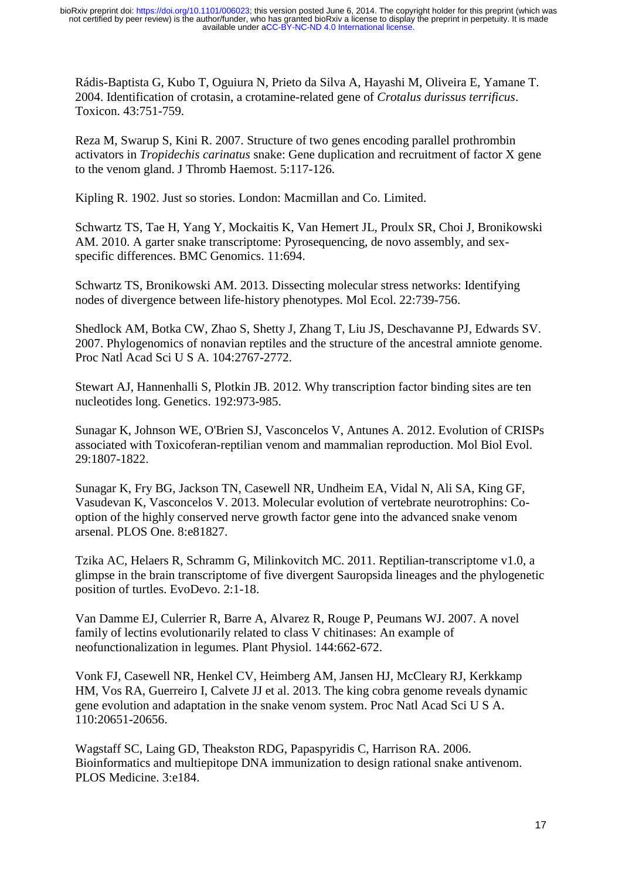Rádis-Baptista G, Kubo T, Oguiura N, Prieto da Silva A, Hayashi M, Oliveira E, Yamane T. 2004. Identification of crotasin, a crotamine-related gene of *Crotalus durissus terrificus*. Toxicon. 43:751-759.

Reza M, Swarup S, Kini R. 2007. Structure of two genes encoding parallel prothrombin activators in *Tropidechis carinatus* snake: Gene duplication and recruitment of factor X gene to the venom gland. J Thromb Haemost. 5:117-126.

Kipling R. 1902. Just so stories. London: Macmillan and Co. Limited.

Schwartz TS, Tae H, Yang Y, Mockaitis K, Van Hemert JL, Proulx SR, Choi J, Bronikowski AM. 2010. A garter snake transcriptome: Pyrosequencing, de novo assembly, and sex-specific differences. BMC Genomics. 11:694.

Schwartz TS, Bronikowski AM. 2013. Dissecting molecular stress networks: Identifying nodes of divergence between life-history phenotypes. Mol Ecol. 22:739-756.

Shedlock AM, Botka CW, Zhao S, Shetty J, Zhang T, Liu JS, Deschavanne PJ, Edwards SV. 2007. Phylogenomics of nonavian reptiles and the structure of the ancestral amniote genome. Proc Natl Acad Sci U S A. 104:2767-2772.

Stewart AJ, Hannenhalli S, Plotkin JB. 2012. Why transcription factor binding sites are ten nucleotides long. Genetics. 192:973-985.

Sunagar K, Johnson WE, O'Brien SJ, Vasconcelos V, Antunes A. 2012. Evolution of CRISPs associated with Toxicoferan-reptilian venom and mammalian reproduction. Mol Biol Evol. 29:1807-1822.

Sunagar K, Fry BG, Jackson TN, Casewell NR, Undheim EA, Vidal N, Ali SA, King GF, Vasudevan K, Vasconcelos V. 2013. Molecular evolution of vertebrate neurotrophins: Co-option of the highly conserved nerve growth factor gene into the advanced snake venom arsenal. PLOS One. 8:e81827.

Tzika AC, Helaers R, Schramm G, Milinkovitch MC. 2011. Reptilian-transcriptome v1.0, a glimpse in the brain transcriptome of five divergent Sauropsida lineages and the phylogenetic position of turtles. EvoDevo. 2:1-18.

Van Damme EJ, Culerrier R, Barre A, Alvarez R, Rouge P, Peumans WJ. 2007. A novel family of lectins evolutionarily related to class V chitinases: An example of neofunctionalization in legumes. Plant Physiol. 144:662-672.

Vonk FJ, Casewell NR, Henkel CV, Heimberg AM, Jansen HJ, McCleary RJ, Kerkkamp HM, Vos RA, Guerreiro I, Calvete JJ et al. 2013. The king cobra genome reveals dynamic gene evolution and adaptation in the snake venom system. Proc Natl Acad Sci U S A. 110:20651-20656.

Wagstaff SC, Laing GD, Theakston RDG, Papaspyridis C, Harrison RA. 2006. Bioinformatics and multiepitope DNA immunization to design rational snake antivenom. PLOS Medicine. 3:e184.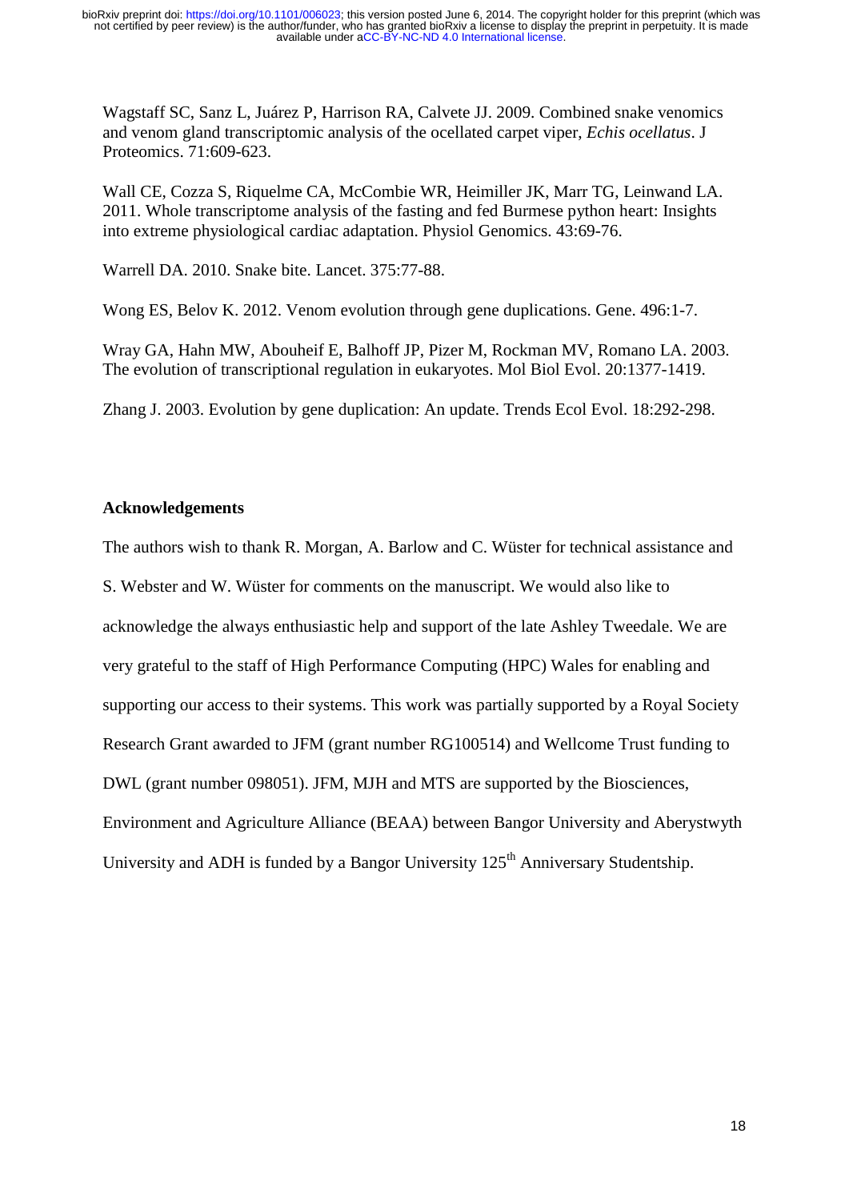Wagstaff SC, Sanz L, Juárez P, Harrison RA, Calvete JJ. 2009. Combined snake venomics and venom gland transcriptomic analysis of the ocellated carpet viper, *Echis ocellatus*. J Proteomics. 71:609-623.

Wall CE, Cozza S, Riquelme CA, McCombie WR, Heimiller JK, Marr TG, Leinwand LA. 2011. Whole transcriptome analysis of the fasting and fed Burmese python heart: Insights into extreme physiological cardiac adaptation. Physiol Genomics. 43:69-76.

Warrell DA. 2010. Snake bite. Lancet. 375:77-88.

Wong ES, Belov K. 2012. Venom evolution through gene duplications. Gene. 496:1-7.

Wray GA, Hahn MW, Abouheif E, Balhoff JP, Pizer M, Rockman MV, Romano LA. 2003. The evolution of transcriptional regulation in eukaryotes. Mol Biol Evol. 20:1377-1419.

Zhang J. 2003. Evolution by gene duplication: An update. Trends Ecol Evol. 18:292-298.

## Acknowledgements

The authors wish to thank R. Morgan, A. Barlow and C. Wüster for technical assistance and S. Webster and W. Wüster for comments on the manuscript. We would also like to acknowledge the always enthusiastic help and support of the late Ashley Tweedale. We are very grateful to the staff of High Performance Computing (HPC) Wales for enabling and supporting our access to their systems. This work was partially supported by a Royal Society Research Grant awarded to JFM (grant number RG100514) and Wellcome Trust funding to DWL (grant number 098051). JFM, MJH and MTS are supported by the Biosciences, Environment and Agriculture Alliance (BEAA) between Bangor University and Aberystwyth University and ADH is funded by a Bangor University 125th Anniversary Studentship.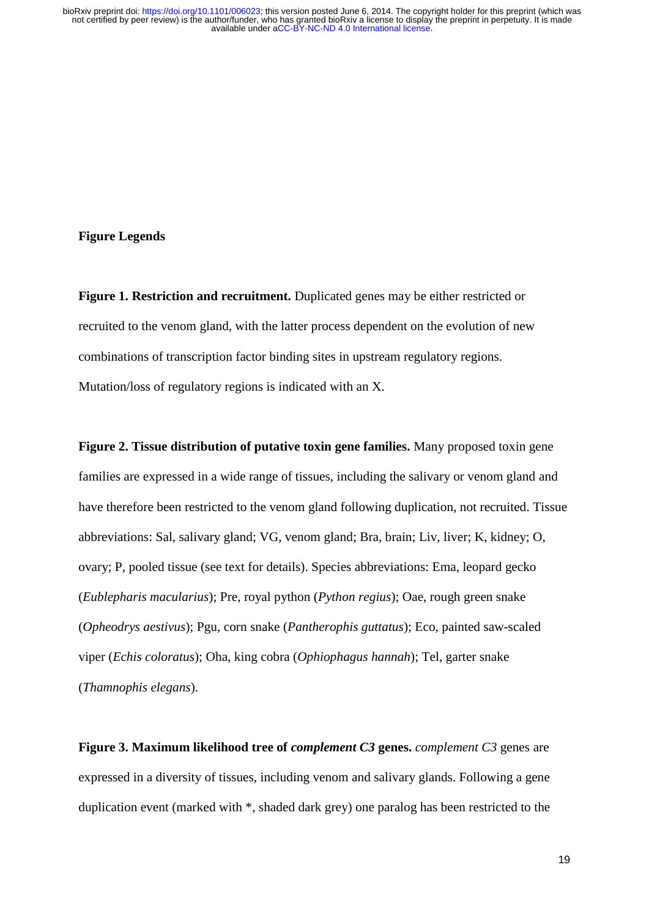**Figure Legends**

**Figure 1. Restriction and recruitment.** Duplicated genes may be either restricted or recruited to the venom gland, with the latter process dependent on the evolution of new combinations of transcription factor binding sites in upstream regulatory regions. Mutation/loss of regulatory regions is indicated with an X.

**Figure 2. Tissue distribution of putative toxin gene families.** Many proposed toxin gene families are expressed in a wide range of tissues, including the salivary or venom gland and have therefore been restricted to the venom gland following duplication, not recruited. Tissue abbreviations: Sal, salivary gland; VG, venom gland; Bra, brain; Liv, liver; K, kidney; O, ovary; P, pooled tissue (see text for details). Species abbreviations: Ema, leopard gecko (*Eublepharis macularius*); Pre, royal python (*Python regius*); Oae, rough green snake (*Opheodrys aestivus*); Pgu, corn snake (*Pantherophis guttatus*); Eco, painted saw-scaled viper (*Echis coloratus*); Oha, king cobra (*Ophiophagus hannah*); Tel, garter snake (*Thamnophis elegans*).

**Figure 3. Maximum likelihood tree of *complement C3* genes.** *complement C3* genes are expressed in a diversity of tissues, including venom and salivary glands. Following a gene duplication event (marked with *, shaded dark grey) one paralog has been restricted to the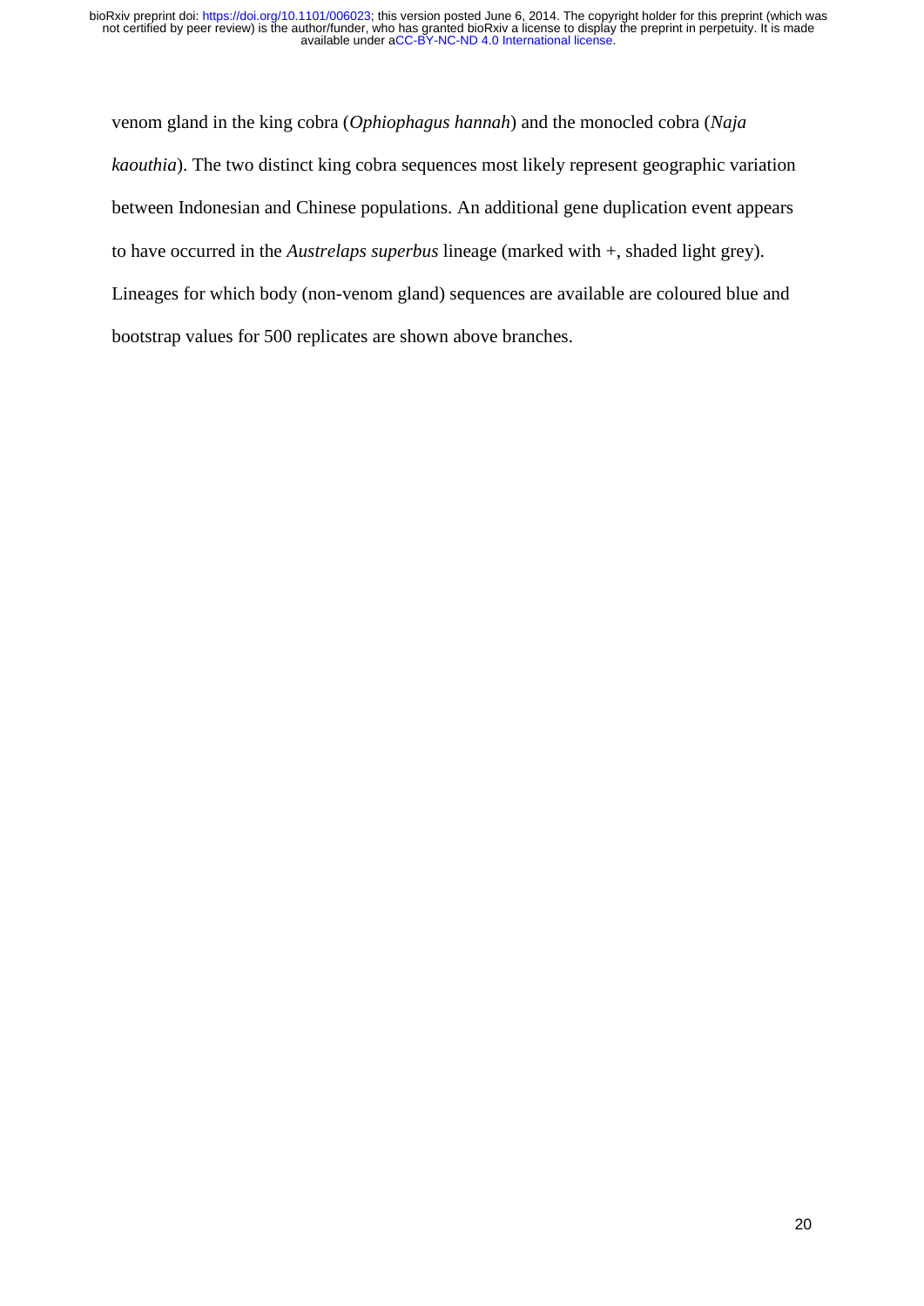venom gland in the king cobra (*Ophiophagus hannah*) and the monocled cobra (*Naja kaouthia*). The two distinct king cobra sequences most likely represent geographic variation between Indonesian and Chinese populations. An additional gene duplication event appears to have occurred in the *Austrelaps superbus* lineage (marked with +, shaded light grey). Lineages for which body (non-venom gland) sequences are available are coloured blue and bootstrap values for 500 replicates are shown above branches.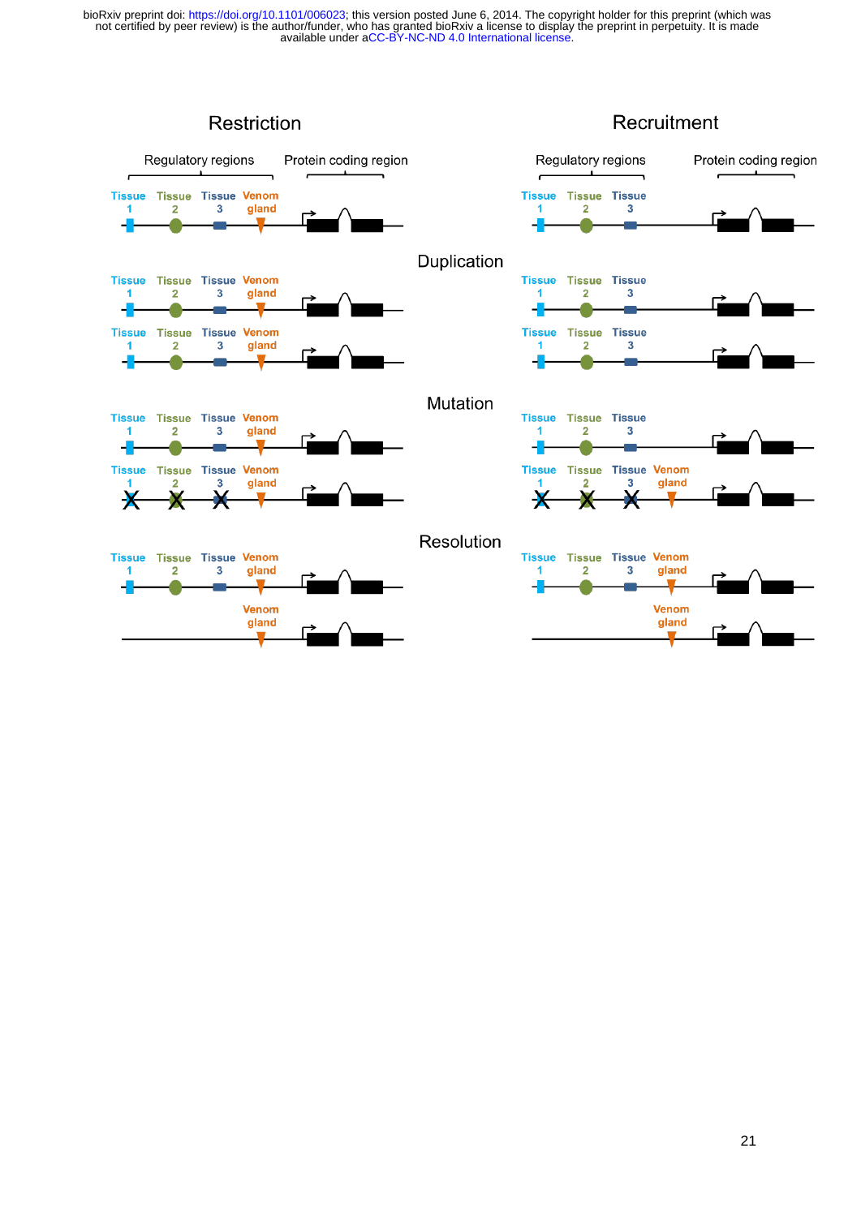## Restriction

Regulatory regions | Protein coding region

Tissue 1 · Tissue 2 · Tissue 3 · Venom gland

## Recruitment

Regulatory regions | Protein coding region

Tissue 1 · Tissue 2 · Tissue 3

## Duplication

**Restriction:**

Tissue 1 · Tissue 2 · Tissue 3 · Venom gland

Tissue 1 · Tissue 2 · Tissue 3 · Venom gland

**Recruitment:**

Tissue 1 · Tissue 2 · Tissue 3

Tissue 1 · Tissue 2 · Tissue 3

## Mutation

**Restriction:**

Tissue 1 · Tissue 2 · Tissue 3 · Venom gland

Tissue 1 · Tissue 2 · Tissue 3 · Venom gland

**Recruitment:**

Tissue 1 · Tissue 2 · Tissue 3

Tissue 1 · Tissue 2 · Tissue 3 · Venom gland

## Resolution

**Restriction:**

Tissue 1 · Tissue 2 · Tissue 3 · Venom gland

Venom gland

**Recruitment:**

Tissue 1 · Tissue 2 · Tissue 3 · Venom gland

Venom gland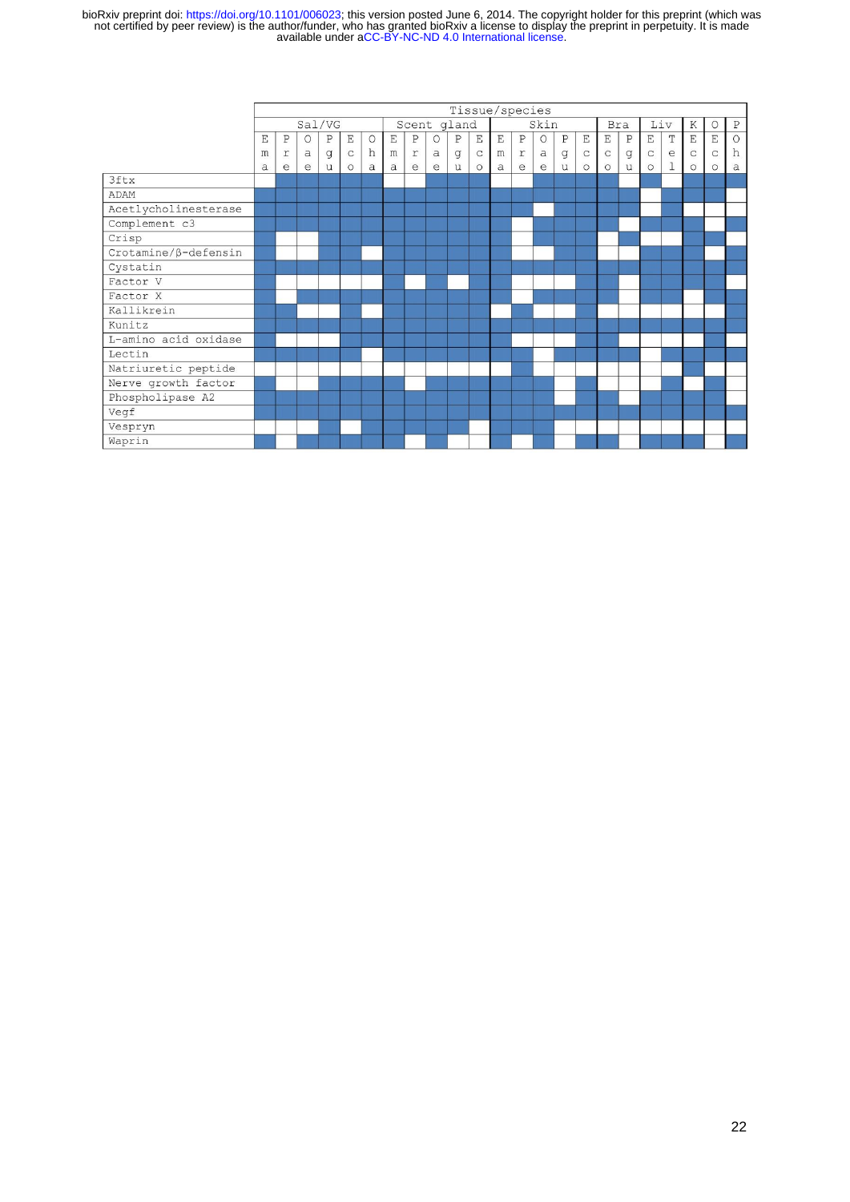| | Tissue/species | | | | | | | | | | | | | | | | | | | | | | |
|---|---|---|---|---|---|---|---|---|---|---|---|---|---|---|---|---|---|---|---|---|---|---|---|
| | Sal/VG | | | | | | Scent gland | | | | | Skin | | | | | Bra | | Liv | | K | O | P |
| | Ema | Pre | Oae | Pgu | Eco | Oha | Ema | Pre | Oae | Pgu | Eco | Ema | Pre | Oae | Pgu | Eco | Eco | Pgu | Eco | Tel | Eco | Eco | Oha |
| 3ftx | | ■ | ■ | ■ | ■ | ■ | | | ■ | ■ | ■ | | | ■ | ■ | ■ | ■ | ■ | ■ | | | | ■ |
| ADAM | ■ | ■ | ■ | ■ | ■ | ■ | ■ | ■ | ■ | ■ | ■ | ■ | ■ | ■ | ■ | ■ | ■ | ■ | | ■ | ■ | ■ | |
| Acetlycholinesterase | ■ | ■ | ■ | ■ | ■ | ■ | ■ | ■ | ■ | ■ | ■ | ■ | ■ | | ■ | ■ | ■ | ■ | | ■ | | | |
| Complement c3 | ■ | ■ | ■ | ■ | ■ | ■ | ■ | ■ | ■ | ■ | ■ | ■ | | ■ | ■ | ■ | ■ | | ■ | ■ | ■ | | ■ |
| Crisp | ■ | | | ■ | ■ | ■ | ■ | ■ | ■ | ■ | ■ | ■ | | ■ | ■ | ■ | | ■ | | | ■ | ■ | |
| Crotamine/β-defensin | ■ | | | ■ | ■ | | ■ | ■ | ■ | ■ | ■ | ■ | | | ■ | ■ | | | ■ | ■ | ■ | | ■ |
| Cystatin | ■ | ■ | ■ | ■ | ■ | ■ | ■ | ■ | ■ | ■ | ■ | ■ | ■ | ■ | ■ | ■ | ■ | ■ | ■ | ■ | ■ | ■ | ■ |
| Factor V | ■ | | | | | | ■ | | ■ | | ■ | ■ | | | | ■ | ■ | | ■ | ■ | ■ | ■ | |
| Factor X | ■ | | ■ | ■ | ■ | ■ | ■ | ■ | ■ | ■ | ■ | ■ | | ■ | ■ | ■ | ■ | | ■ | ■ | | ■ | ■ |
| Kallikrein | ■ | ■ | | | ■ | | ■ | ■ | ■ | ■ | ■ | | ■ | | | ■ | | | | | ■ | | ■ |
| Kunitz | ■ | ■ | ■ | ■ | ■ | ■ | ■ | ■ | ■ | ■ | ■ | ■ | ■ | ■ | ■ | ■ | ■ | ■ | ■ | ■ | ■ | ■ | ■ |
| L-amino acid oxidase | ■ | | | | ■ | ■ | ■ | ■ | ■ | ■ | ■ | ■ | | | | ■ | ■ | | | | ■ | ■ | |
| Lectin | ■ | ■ | ■ | ■ | ■ | | ■ | ■ | ■ | ■ | ■ | ■ | | | ■ | ■ | ■ | | | ■ | ■ | ■ | ■ |
| Natriuretic peptide | | | | | | | | | | | | | ■ | | | | | | | | ■ | | |
| Nerve growth factor | ■ | | ■ | ■ | ■ | ■ | ■ | | ■ | ■ | ■ | ■ | ■ | ■ | | ■ | | | | ■ | ■ | ■ | |
| Phospholipase A2 | ■ | ■ | ■ | ■ | ■ | ■ | ■ | ■ | ■ | ■ | ■ | ■ | ■ | ■ | | ■ | ■ | | ■ | ■ | ■ | ■ | |
| Vegf | ■ | ■ | ■ | ■ | ■ | ■ | ■ | ■ | ■ | ■ | ■ | ■ | ■ | ■ | ■ | ■ | ■ | ■ | ■ | ■ | ■ | ■ | ■ |
| Vespryn | | | | ■ | | ■ | ■ | ■ | ■ | ■ | | ■ | ■ | ■ | | | | | | | ■ | | |
| Waprin | ■ | | ■ | ■ | ■ | ■ | ■ | | ■ | | | ■ | | ■ | | ■ | ■ | | ■ | ■ | ■ | | ■ |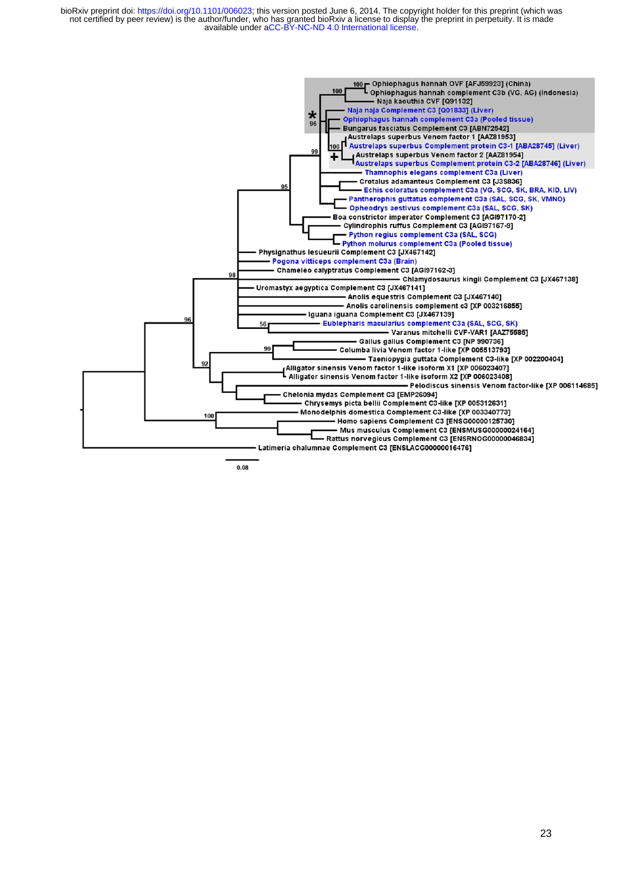Ophiophagus hannah OVF [AFJ59923] (China)
Ophiophagus hannah complement C3b (VG, AG) (Indonesia)
Naja kaouthia CVF [Q91132]
Naja naja Complement C3 [Q01833] (Liver)
Ophiophagus hannah complement C3a (Pooled tissue)
Bungarus fasciatus Complement C3 [ABN72542]
Austrelaps superbus Venom factor 1 [AAZ81953]
Austrelaps superbus Complement protein C3-1 [ABA28745] (Liver)
Austrelaps superbus Venom factor 2 [AAZ81954]
Austrelaps superbus Complement protein C3-2 [ABA28746] (Liver)
Thamnophis elegans complement C3a (Liver)
Crotalus adamanteus Complement C3 [J3S836]
Echis coloratus complement C3a (VG, SCG, SK, BRA, KID, LIV)
Pantherophis guttatus complement C3a (SAL, SCG, SK, VMNO)
Opheodrys aestivus complement C3a (SAL, SCG, SK)
Boa constrictor imperator Complement C3 [AGI97170-2]
Cylindrophis ruffus Complement C3 [AGI97167-9]
Python regius complement C3a (SAL, SCG)
Python molurus complement C3a (Pooled tissue)
Physignathus lesueurii Complement C3 [JX467142]
Pogona vitticeps complement C3a (Brain)
Chameleo calyptratus Complement C3 [AGI97162-3]
Chlamydosaurus kingii Complement C3 [JX467138]
Uromastyx aegyptica Complement C3 [JX467141]
Anolis equestris Complement C3 [JX467140]
Anolis carolinensis complement c3 [XP 003216855]
Iguana iguana Complement C3 [JX467139]
Eublepharis macularius complement C3a (SAL, SCG, SK)
Varanus mitchelli CVF-VAR1 [AAZ75585]
Gallus gallus Complement C3 [NP 990736]
Columba livia Venom factor 1-like [XP 005513793]
Taeniopygia guttata Complement C3-like [XP 002200404]
Alligator sinensis Venom factor 1-like isoform X1 [XP 006023407]
Alligator sinensis Venom factor 1-like isoform X2 [XP 006023408]
Pelodiscus sinensis Venom factor-like [XP 006114685]
Chelonia mydas Complement C3 [EMP26094]
Chrysemys picta bellii Complement C3-like [XP 005312631]
Monodelphis domestica Complement C3-like [XP 003340773]
Homo sapiens Complement C3 [ENSG00000125730]
Mus musculus Complement C3 [ENSMUSG00000024164]
Rattus norvegicus Complement C3 [ENSRNOG00000046834]
Latimeria chalumnae Complement C3 [ENSLACG00000016476]

0.08